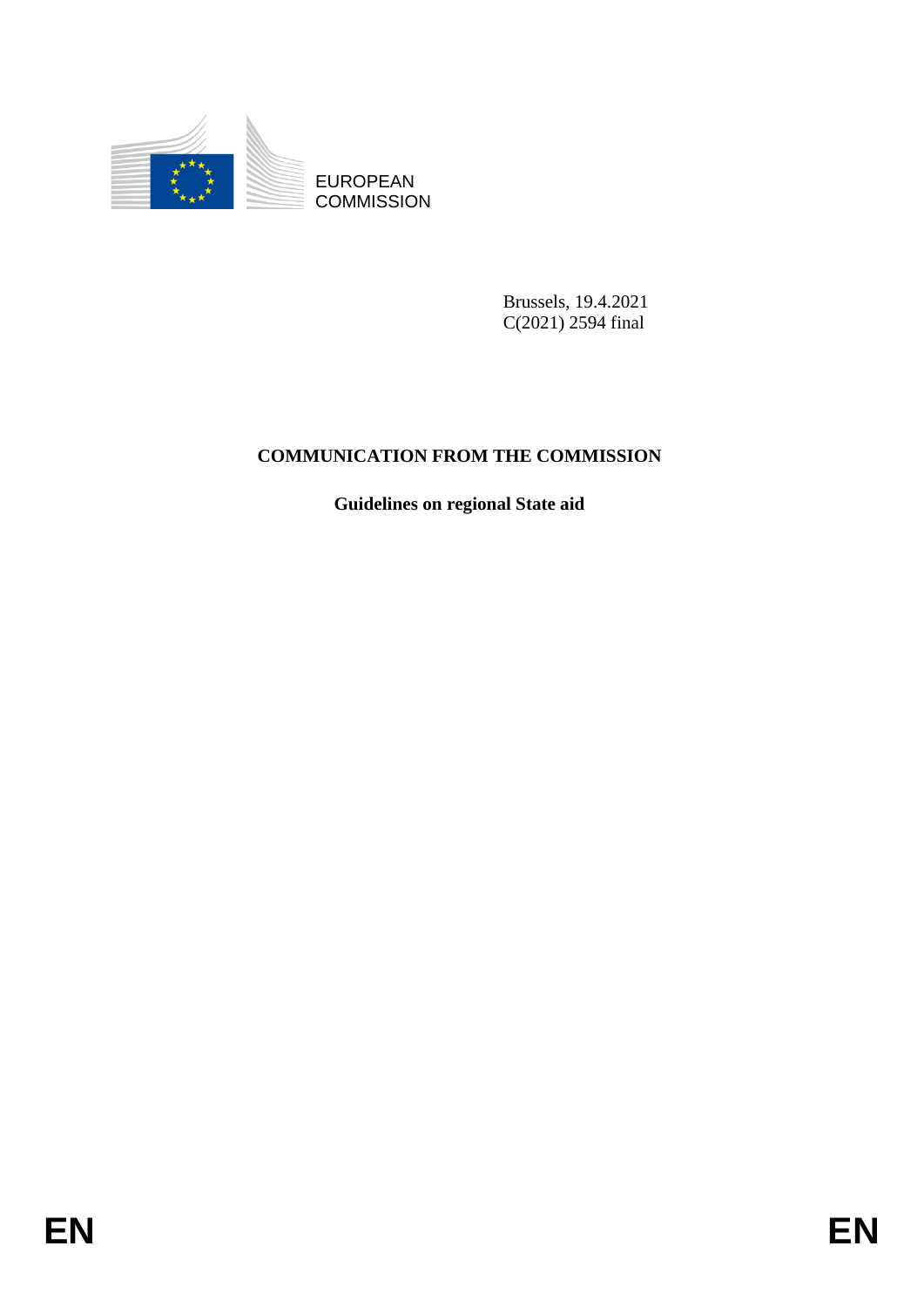EUROPEAN COMMISSION

Brussels, 19.4.2021
C(2021) 2594 final

# COMMUNICATION FROM THE COMMISSION

## Guidelines on regional State aid

EN EN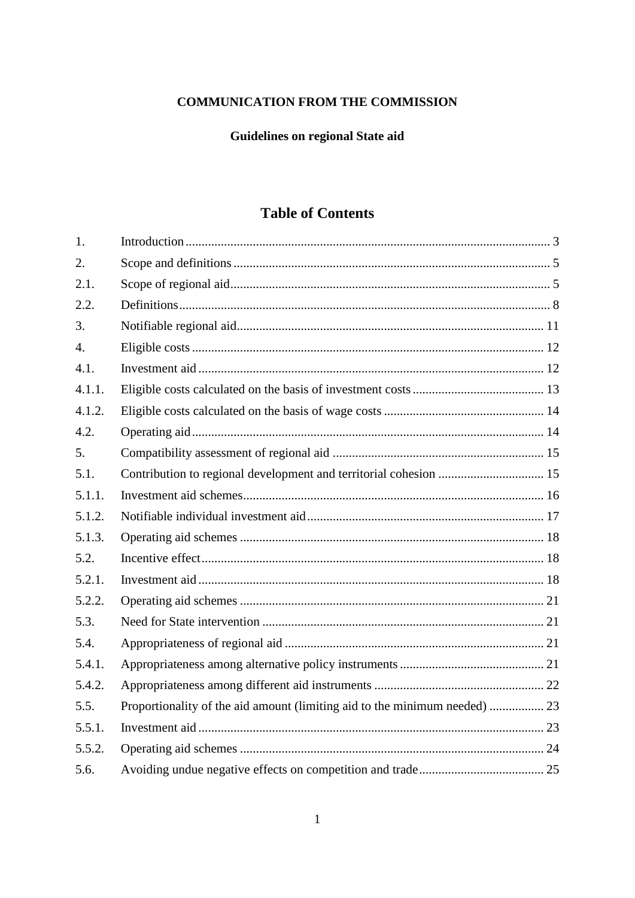**COMMUNICATION FROM THE COMMISSION**

**Guidelines on regional State aid**

# Table of Contents

| | | |
|---|---|---|
| 1. | Introduction | 3 |
| 2. | Scope and definitions | 5 |
| 2.1. | Scope of regional aid | 5 |
| 2.2. | Definitions | 8 |
| 3. | Notifiable regional aid | 11 |
| 4. | Eligible costs | 12 |
| 4.1. | Investment aid | 12 |
| 4.1.1. | Eligible costs calculated on the basis of investment costs | 13 |
| 4.1.2. | Eligible costs calculated on the basis of wage costs | 14 |
| 4.2. | Operating aid | 14 |
| 5. | Compatibility assessment of regional aid | 15 |
| 5.1. | Contribution to regional development and territorial cohesion | 15 |
| 5.1.1. | Investment aid schemes | 16 |
| 5.1.2. | Notifiable individual investment aid | 17 |
| 5.1.3. | Operating aid schemes | 18 |
| 5.2. | Incentive effect | 18 |
| 5.2.1. | Investment aid | 18 |
| 5.2.2. | Operating aid schemes | 21 |
| 5.3. | Need for State intervention | 21 |
| 5.4. | Appropriateness of regional aid | 21 |
| 5.4.1. | Appropriateness among alternative policy instruments | 21 |
| 5.4.2. | Appropriateness among different aid instruments | 22 |
| 5.5. | Proportionality of the aid amount (limiting aid to the minimum needed) | 23 |
| 5.5.1. | Investment aid | 23 |
| 5.5.2. | Operating aid schemes | 24 |
| 5.6. | Avoiding undue negative effects on competition and trade | 25 |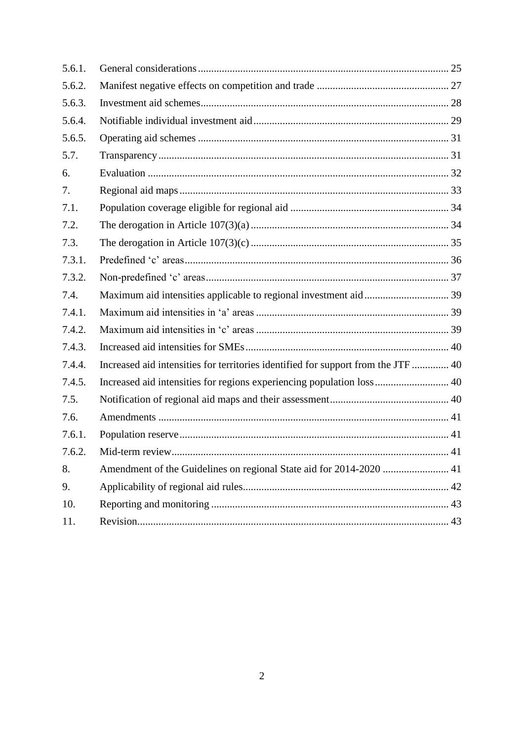| | | |
|---|---|---|
| 5.6.1. | General considerations | 25 |
| 5.6.2. | Manifest negative effects on competition and trade | 27 |
| 5.6.3. | Investment aid schemes | 28 |
| 5.6.4. | Notifiable individual investment aid | 29 |
| 5.6.5. | Operating aid schemes | 31 |
| 5.7. | Transparency | 31 |
| 6. | Evaluation | 32 |
| 7. | Regional aid maps | 33 |
| 7.1. | Population coverage eligible for regional aid | 34 |
| 7.2. | The derogation in Article 107(3)(a) | 34 |
| 7.3. | The derogation in Article 107(3)(c) | 35 |
| 7.3.1. | Predefined 'c' areas | 36 |
| 7.3.2. | Non-predefined 'c' areas | 37 |
| 7.4. | Maximum aid intensities applicable to regional investment aid | 39 |
| 7.4.1. | Maximum aid intensities in 'a' areas | 39 |
| 7.4.2. | Maximum aid intensities in 'c' areas | 39 |
| 7.4.3. | Increased aid intensities for SMEs | 40 |
| 7.4.4. | Increased aid intensities for territories identified for support from the JTF | 40 |
| 7.4.5. | Increased aid intensities for regions experiencing population loss | 40 |
| 7.5. | Notification of regional aid maps and their assessment | 40 |
| 7.6. | Amendments | 41 |
| 7.6.1. | Population reserve | 41 |
| 7.6.2. | Mid-term review | 41 |
| 8. | Amendment of the Guidelines on regional State aid for 2014-2020 | 41 |
| 9. | Applicability of regional aid rules | 42 |
| 10. | Reporting and monitoring | 43 |
| 11. | Revision | 43 |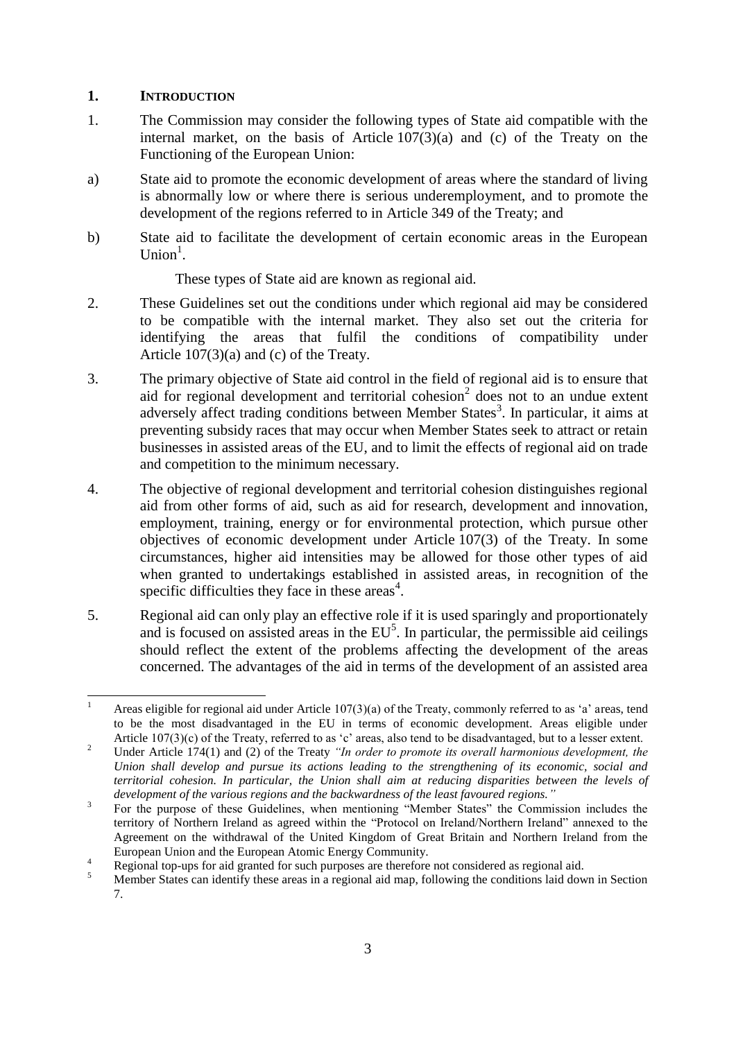## 1. INTRODUCTION

1. The Commission may consider the following types of State aid compatible with the internal market, on the basis of Article 107(3)(a) and (c) of the Treaty on the Functioning of the European Union:

a) State aid to promote the economic development of areas where the standard of living is abnormally low or where there is serious underemployment, and to promote the development of the regions referred to in Article 349 of the Treaty; and

b) State aid to facilitate the development of certain economic areas in the European Union[1].

These types of State aid are known as regional aid.

2. These Guidelines set out the conditions under which regional aid may be considered to be compatible with the internal market. They also set out the criteria for identifying the areas that fulfil the conditions of compatibility under Article 107(3)(a) and (c) of the Treaty.

3. The primary objective of State aid control in the field of regional aid is to ensure that aid for regional development and territorial cohesion[2] does not to an undue extent adversely affect trading conditions between Member States[3]. In particular, it aims at preventing subsidy races that may occur when Member States seek to attract or retain businesses in assisted areas of the EU, and to limit the effects of regional aid on trade and competition to the minimum necessary.

4. The objective of regional development and territorial cohesion distinguishes regional aid from other forms of aid, such as aid for research, development and innovation, employment, training, energy or for environmental protection, which pursue other objectives of economic development under Article 107(3) of the Treaty. In some circumstances, higher aid intensities may be allowed for those other types of aid when granted to undertakings established in assisted areas, in recognition of the specific difficulties they face in these areas[4].

5. Regional aid can only play an effective role if it is used sparingly and proportionately and is focused on assisted areas in the EU[5]. In particular, the permissible aid ceilings should reflect the extent of the problems affecting the development of the areas concerned. The advantages of the aid in terms of the development of an assisted area

---

[1] Areas eligible for regional aid under Article 107(3)(a) of the Treaty, commonly referred to as 'a' areas, tend to be the most disadvantaged in the EU in terms of economic development. Areas eligible under Article 107(3)(c) of the Treaty, referred to as 'c' areas, also tend to be disadvantaged, but to a lesser extent.

[2] Under Article 174(1) and (2) of the Treaty *"In order to promote its overall harmonious development, the Union shall develop and pursue its actions leading to the strengthening of its economic, social and territorial cohesion. In particular, the Union shall aim at reducing disparities between the levels of development of the various regions and the backwardness of the least favoured regions."*

[3] For the purpose of these Guidelines, when mentioning "Member States" the Commission includes the territory of Northern Ireland as agreed within the "Protocol on Ireland/Northern Ireland" annexed to the Agreement on the withdrawal of the United Kingdom of Great Britain and Northern Ireland from the European Union and the European Atomic Energy Community.

[4] Regional top-ups for aid granted for such purposes are therefore not considered as regional aid.

[5] Member States can identify these areas in a regional aid map, following the conditions laid down in Section 7.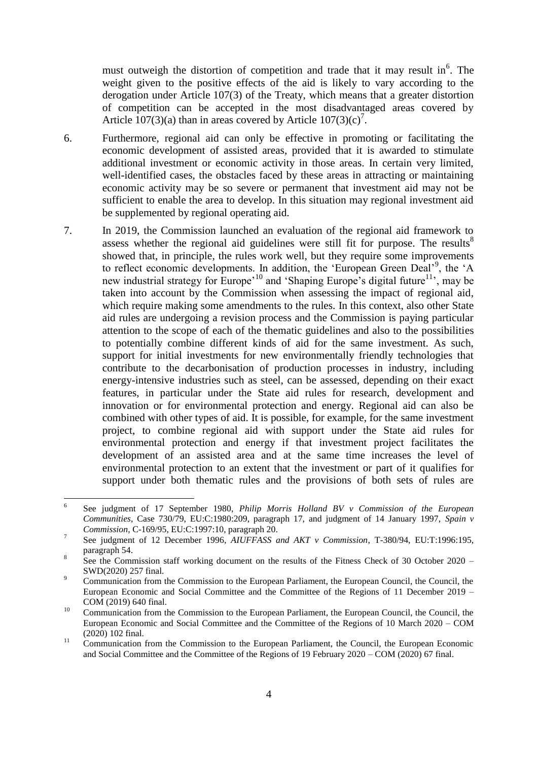must outweigh the distortion of competition and trade that it may result in[6]. The weight given to the positive effects of the aid is likely to vary according to the derogation under Article 107(3) of the Treaty, which means that a greater distortion of competition can be accepted in the most disadvantaged areas covered by Article 107(3)(a) than in areas covered by Article 107(3)(c)[7].

6. Furthermore, regional aid can only be effective in promoting or facilitating the economic development of assisted areas, provided that it is awarded to stimulate additional investment or economic activity in those areas. In certain very limited, well-identified cases, the obstacles faced by these areas in attracting or maintaining economic activity may be so severe or permanent that investment aid may not be sufficient to enable the area to develop. In this situation may regional investment aid be supplemented by regional operating aid.

7. In 2019, the Commission launched an evaluation of the regional aid framework to assess whether the regional aid guidelines were still fit for purpose. The results[8] showed that, in principle, the rules work well, but they require some improvements to reflect economic developments. In addition, the 'European Green Deal'[9], the 'A new industrial strategy for Europe'[10] and 'Shaping Europe's digital future[11]', may be taken into account by the Commission when assessing the impact of regional aid, which require making some amendments to the rules. In this context, also other State aid rules are undergoing a revision process and the Commission is paying particular attention to the scope of each of the thematic guidelines and also to the possibilities to potentially combine different kinds of aid for the same investment. As such, support for initial investments for new environmentally friendly technologies that contribute to the decarbonisation of production processes in industry, including energy-intensive industries such as steel, can be assessed, depending on their exact features, in particular under the State aid rules for research, development and innovation or for environmental protection and energy. Regional aid can also be combined with other types of aid. It is possible, for example, for the same investment project, to combine regional aid with support under the State aid rules for environmental protection and energy if that investment project facilitates the development of an assisted area and at the same time increases the level of environmental protection to an extent that the investment or part of it qualifies for support under both thematic rules and the provisions of both sets of rules are

---

[6] See judgment of 17 September 1980, *Philip Morris Holland BV v Commission of the European Communities*, Case 730/79, EU:C:1980:209, paragraph 17, and judgment of 14 January 1997, *Spain v Commission*, C-169/95, EU:C:1997:10, paragraph 20.

[7] See judgment of 12 December 1996, *AIUFFASS and AKT v Commission*, T-380/94, EU:T:1996:195, paragraph 54.

[8] See the Commission staff working document on the results of the Fitness Check of 30 October 2020 – SWD(2020) 257 final.

[9] Communication from the Commission to the European Parliament, the European Council, the Council, the European Economic and Social Committee and the Committee of the Regions of 11 December 2019 – COM (2019) 640 final.

[10] Communication from the Commission to the European Parliament, the European Council, the Council, the European Economic and Social Committee and the Committee of the Regions of 10 March 2020 – COM (2020) 102 final.

[11] Communication from the Commission to the European Parliament, the Council, the European Economic and Social Committee and the Committee of the Regions of 19 February 2020 – COM (2020) 67 final.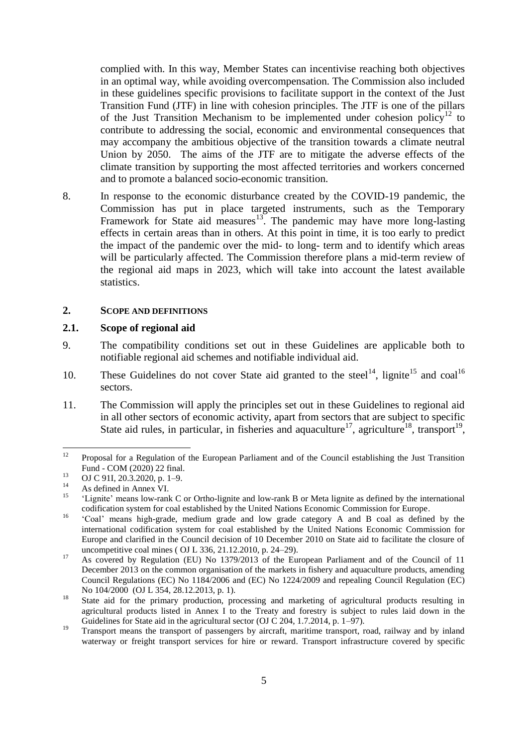complied with. In this way, Member States can incentivise reaching both objectives in an optimal way, while avoiding overcompensation. The Commission also included in these guidelines specific provisions to facilitate support in the context of the Just Transition Fund (JTF) in line with cohesion principles. The JTF is one of the pillars of the Just Transition Mechanism to be implemented under cohesion policy[12] to contribute to addressing the social, economic and environmental consequences that may accompany the ambitious objective of the transition towards a climate neutral Union by 2050. The aims of the JTF are to mitigate the adverse effects of the climate transition by supporting the most affected territories and workers concerned and to promote a balanced socio-economic transition.

8. In response to the economic disturbance created by the COVID-19 pandemic, the Commission has put in place targeted instruments, such as the Temporary Framework for State aid measures[13]. The pandemic may have more long-lasting effects in certain areas than in others. At this point in time, it is too early to predict the impact of the pandemic over the mid- to long- term and to identify which areas will be particularly affected. The Commission therefore plans a mid-term review of the regional aid maps in 2023, which will take into account the latest available statistics.

## 2. SCOPE AND DEFINITIONS

### 2.1. Scope of regional aid

9. The compatibility conditions set out in these Guidelines are applicable both to notifiable regional aid schemes and notifiable individual aid.

10. These Guidelines do not cover State aid granted to the steel[14], lignite[15] and coal[16] sectors.

11. The Commission will apply the principles set out in these Guidelines to regional aid in all other sectors of economic activity, apart from sectors that are subject to specific State aid rules, in particular, in fisheries and aquaculture[17], agriculture[18], transport[19],

---

[12] Proposal for a Regulation of the European Parliament and of the Council establishing the Just Transition Fund - COM (2020) 22 final.

[13] OJ C 91I, 20.3.2020, p. 1–9.

[14] As defined in Annex VI.

[15] 'Lignite' means low-rank C or Ortho-lignite and low-rank B or Meta lignite as defined by the international codification system for coal established by the United Nations Economic Commission for Europe.

[16] 'Coal' means high-grade, medium grade and low grade category A and B coal as defined by the international codification system for coal established by the United Nations Economic Commission for Europe and clarified in the Council decision of 10 December 2010 on State aid to facilitate the closure of uncompetitive coal mines ( OJ L 336, 21.12.2010, p. 24–29).

[17] As covered by Regulation (EU) No 1379/2013 of the European Parliament and of the Council of 11 December 2013 on the common organisation of the markets in fishery and aquaculture products, amending Council Regulations (EC) No 1184/2006 and (EC) No 1224/2009 and repealing Council Regulation (EC) No 104/2000 (OJ L 354, 28.12.2013, p. 1).

[18] State aid for the primary production, processing and marketing of agricultural products resulting in agricultural products listed in Annex I to the Treaty and forestry is subject to rules laid down in the Guidelines for State aid in the agricultural sector (OJ C 204, 1.7.2014, p. 1–97).

[19] Transport means the transport of passengers by aircraft, maritime transport, road, railway and by inland waterway or freight transport services for hire or reward. Transport infrastructure covered by specific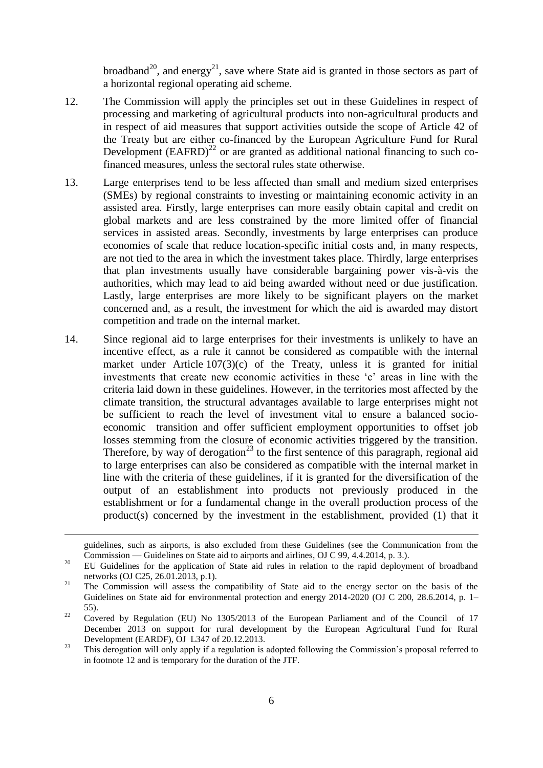broadband[20], and energy[21], save where State aid is granted in those sectors as part of a horizontal regional operating aid scheme.

12. The Commission will apply the principles set out in these Guidelines in respect of processing and marketing of agricultural products into non-agricultural products and in respect of aid measures that support activities outside the scope of Article 42 of the Treaty but are either co-financed by the European Agriculture Fund for Rural Development (EAFRD)[22] or are granted as additional national financing to such co-financed measures, unless the sectoral rules state otherwise.

13. Large enterprises tend to be less affected than small and medium sized enterprises (SMEs) by regional constraints to investing or maintaining economic activity in an assisted area. Firstly, large enterprises can more easily obtain capital and credit on global markets and are less constrained by the more limited offer of financial services in assisted areas. Secondly, investments by large enterprises can produce economies of scale that reduce location-specific initial costs and, in many respects, are not tied to the area in which the investment takes place. Thirdly, large enterprises that plan investments usually have considerable bargaining power vis-à-vis the authorities, which may lead to aid being awarded without need or due justification. Lastly, large enterprises are more likely to be significant players on the market concerned and, as a result, the investment for which the aid is awarded may distort competition and trade on the internal market.

14. Since regional aid to large enterprises for their investments is unlikely to have an incentive effect, as a rule it cannot be considered as compatible with the internal market under Article 107(3)(c) of the Treaty, unless it is granted for initial investments that create new economic activities in these 'c' areas in line with the criteria laid down in these guidelines. However, in the territories most affected by the climate transition, the structural advantages available to large enterprises might not be sufficient to reach the level of investment vital to ensure a balanced socio-economic transition and offer sufficient employment opportunities to offset job losses stemming from the closure of economic activities triggered by the transition. Therefore, by way of derogation[23] to the first sentence of this paragraph, regional aid to large enterprises can also be considered as compatible with the internal market in line with the criteria of these guidelines, if it is granted for the diversification of the output of an establishment into products not previously produced in the establishment or for a fundamental change in the overall production process of the product(s) concerned by the investment in the establishment, provided (1) that it

---

guidelines, such as airports, is also excluded from these Guidelines (see the Communication from the Commission — Guidelines on State aid to airports and airlines, OJ C 99, 4.4.2014, p. 3.).

[20] EU Guidelines for the application of State aid rules in relation to the rapid deployment of broadband networks (OJ C25, 26.01.2013, p.1).

[21] The Commission will assess the compatibility of State aid to the energy sector on the basis of the Guidelines on State aid for environmental protection and energy 2014-2020 (OJ C 200, 28.6.2014, p. 1–55).

[22] Covered by Regulation (EU) No 1305/2013 of the European Parliament and of the Council of 17 December 2013 on support for rural development by the European Agricultural Fund for Rural Development (EARDF), OJ L347 of 20.12.2013.

[23] This derogation will only apply if a regulation is adopted following the Commission's proposal referred to in footnote 12 and is temporary for the duration of the JTF.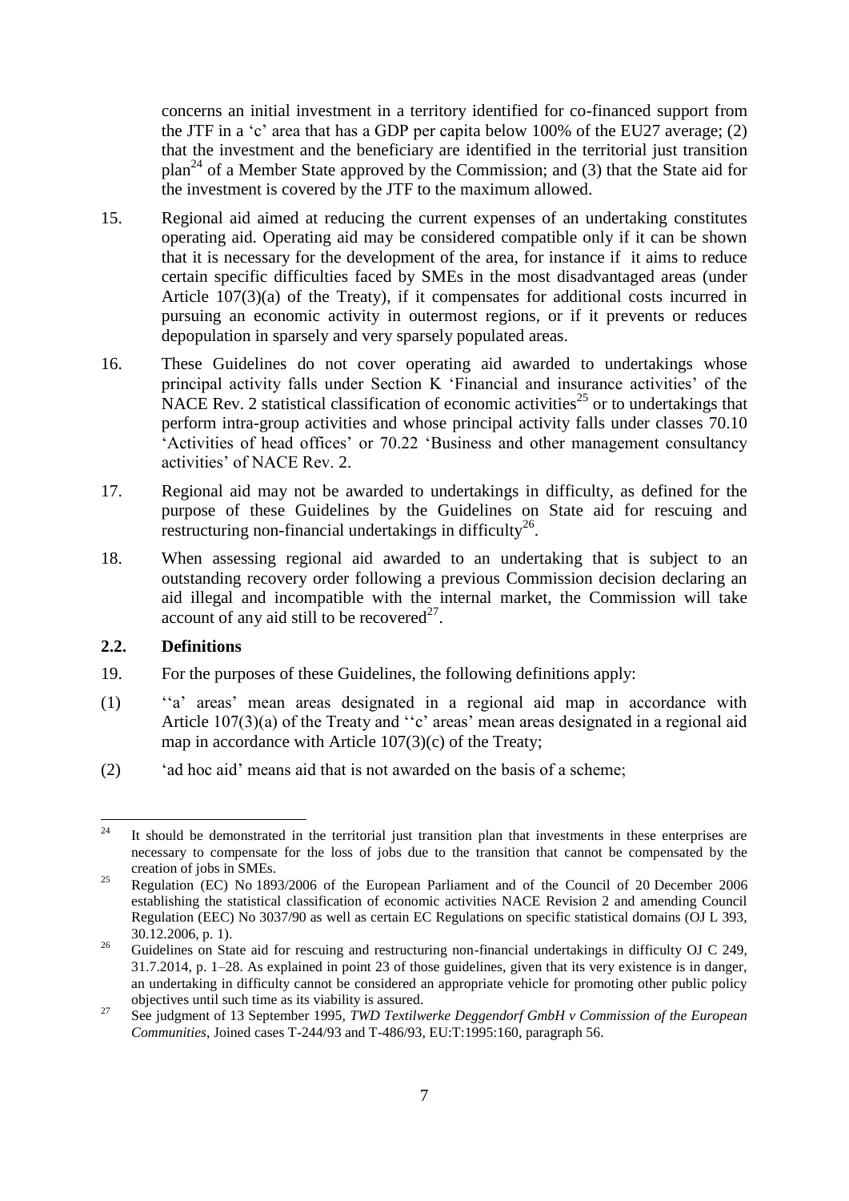concerns an initial investment in a territory identified for co-financed support from the JTF in a 'c' area that has a GDP per capita below 100% of the EU27 average; (2) that the investment and the beneficiary are identified in the territorial just transition plan[24] of a Member State approved by the Commission; and (3) that the State aid for the investment is covered by the JTF to the maximum allowed.

15. Regional aid aimed at reducing the current expenses of an undertaking constitutes operating aid. Operating aid may be considered compatible only if it can be shown that it is necessary for the development of the area, for instance if it aims to reduce certain specific difficulties faced by SMEs in the most disadvantaged areas (under Article 107(3)(a) of the Treaty), if it compensates for additional costs incurred in pursuing an economic activity in outermost regions, or if it prevents or reduces depopulation in sparsely and very sparsely populated areas.

16. These Guidelines do not cover operating aid awarded to undertakings whose principal activity falls under Section K 'Financial and insurance activities' of the NACE Rev. 2 statistical classification of economic activities[25] or to undertakings that perform intra-group activities and whose principal activity falls under classes 70.10 'Activities of head offices' or 70.22 'Business and other management consultancy activities' of NACE Rev. 2.

17. Regional aid may not be awarded to undertakings in difficulty, as defined for the purpose of these Guidelines by the Guidelines on State aid for rescuing and restructuring non-financial undertakings in difficulty[26].

18. When assessing regional aid awarded to an undertaking that is subject to an outstanding recovery order following a previous Commission decision declaring an aid illegal and incompatible with the internal market, the Commission will take account of any aid still to be recovered[27].

### 2.2. Definitions

19. For the purposes of these Guidelines, the following definitions apply:

(1) ''a' areas' mean areas designated in a regional aid map in accordance with Article 107(3)(a) of the Treaty and ''c' areas' mean areas designated in a regional aid map in accordance with Article 107(3)(c) of the Treaty;

(2) 'ad hoc aid' means aid that is not awarded on the basis of a scheme;

---

[24] It should be demonstrated in the territorial just transition plan that investments in these enterprises are necessary to compensate for the loss of jobs due to the transition that cannot be compensated by the creation of jobs in SMEs.

[25] Regulation (EC) No 1893/2006 of the European Parliament and of the Council of 20 December 2006 establishing the statistical classification of economic activities NACE Revision 2 and amending Council Regulation (EEC) No 3037/90 as well as certain EC Regulations on specific statistical domains (OJ L 393, 30.12.2006, p. 1).

[26] Guidelines on State aid for rescuing and restructuring non-financial undertakings in difficulty OJ C 249, 31.7.2014, p. 1–28. As explained in point 23 of those guidelines, given that its very existence is in danger, an undertaking in difficulty cannot be considered an appropriate vehicle for promoting other public policy objectives until such time as its viability is assured.

[27] See judgment of 13 September 1995, *TWD Textilwerke Deggendorf GmbH v Commission of the European Communities*, Joined cases T-244/93 and T-486/93, EU:T:1995:160, paragraph 56.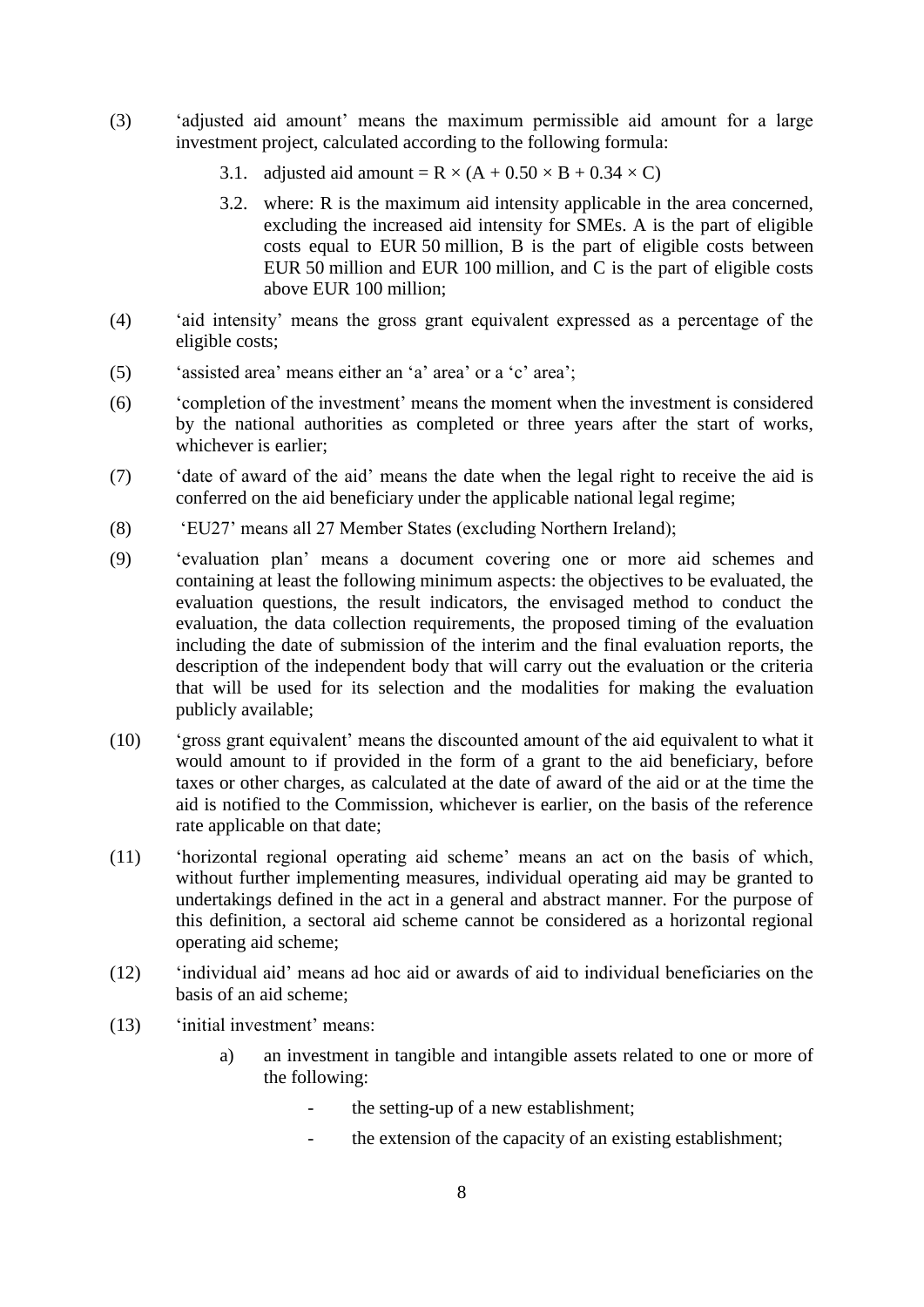(3) 'adjusted aid amount' means the maximum permissible aid amount for a large investment project, calculated according to the following formula:

   3.1. adjusted aid amount = $R \times (A + 0.50 \times B + 0.34 \times C)$

   3.2. where: R is the maximum aid intensity applicable in the area concerned, excluding the increased aid intensity for SMEs. A is the part of eligible costs equal to EUR 50 million, B is the part of eligible costs between EUR 50 million and EUR 100 million, and C is the part of eligible costs above EUR 100 million;

(4) 'aid intensity' means the gross grant equivalent expressed as a percentage of the eligible costs;

(5) 'assisted area' means either an 'a' area' or a 'c' area';

(6) 'completion of the investment' means the moment when the investment is considered by the national authorities as completed or three years after the start of works, whichever is earlier;

(7) 'date of award of the aid' means the date when the legal right to receive the aid is conferred on the aid beneficiary under the applicable national legal regime;

(8) 'EU27' means all 27 Member States (excluding Northern Ireland);

(9) 'evaluation plan' means a document covering one or more aid schemes and containing at least the following minimum aspects: the objectives to be evaluated, the evaluation questions, the result indicators, the envisaged method to conduct the evaluation, the data collection requirements, the proposed timing of the evaluation including the date of submission of the interim and the final evaluation reports, the description of the independent body that will carry out the evaluation or the criteria that will be used for its selection and the modalities for making the evaluation publicly available;

(10) 'gross grant equivalent' means the discounted amount of the aid equivalent to what it would amount to if provided in the form of a grant to the aid beneficiary, before taxes or other charges, as calculated at the date of award of the aid or at the time the aid is notified to the Commission, whichever is earlier, on the basis of the reference rate applicable on that date;

(11) 'horizontal regional operating aid scheme' means an act on the basis of which, without further implementing measures, individual operating aid may be granted to undertakings defined in the act in a general and abstract manner. For the purpose of this definition, a sectoral aid scheme cannot be considered as a horizontal regional operating aid scheme;

(12) 'individual aid' means ad hoc aid or awards of aid to individual beneficiaries on the basis of an aid scheme;

(13) 'initial investment' means:

   a) an investment in tangible and intangible assets related to one or more of the following:

      - the setting-up of a new establishment;

      - the extension of the capacity of an existing establishment;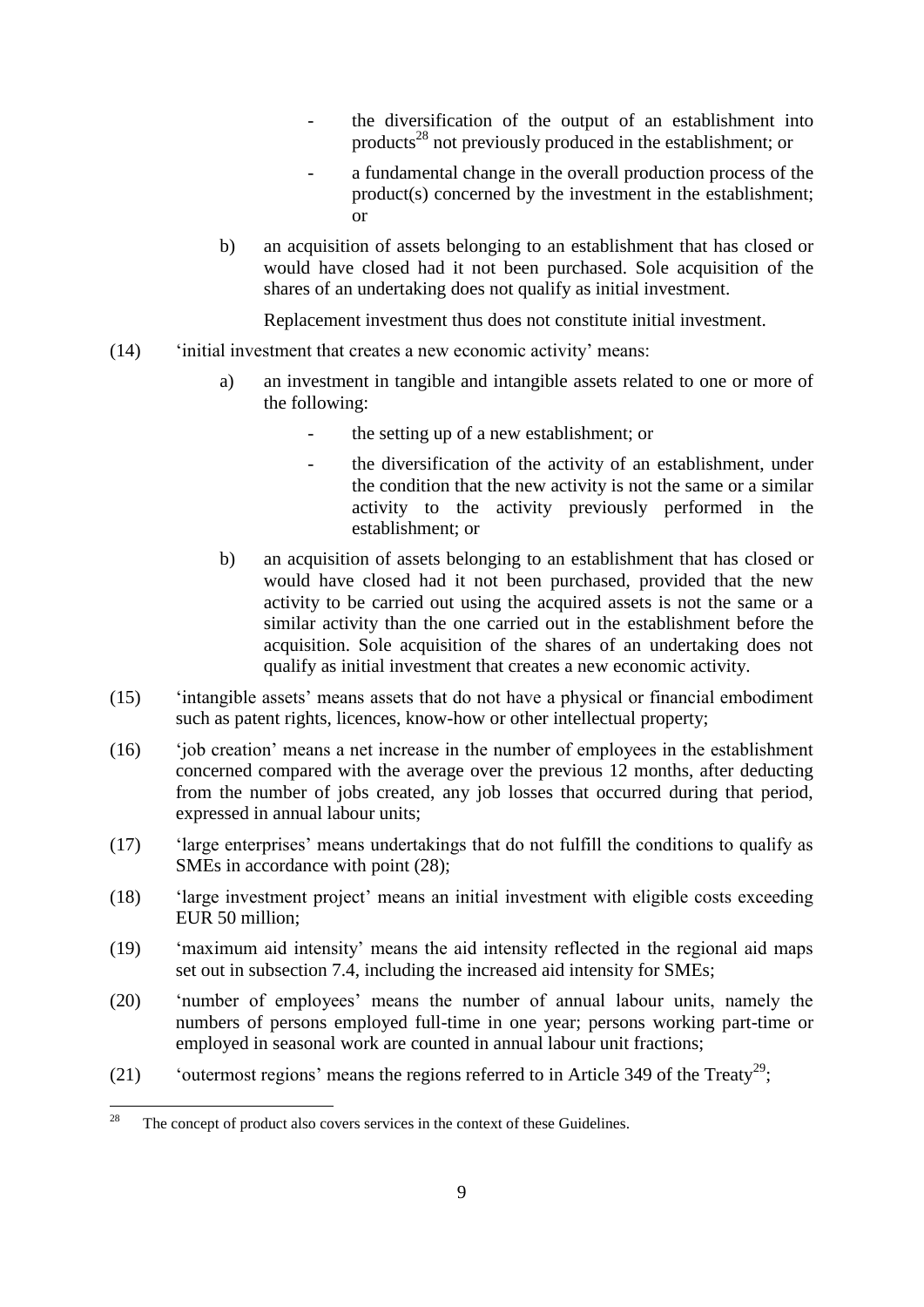- the diversification of the output of an establishment into products[28] not previously produced in the establishment; or
- a fundamental change in the overall production process of the product(s) concerned by the investment in the establishment; or

b) an acquisition of assets belonging to an establishment that has closed or would have closed had it not been purchased. Sole acquisition of the shares of an undertaking does not qualify as initial investment.

Replacement investment thus does not constitute initial investment.

(14) 'initial investment that creates a new economic activity' means:

a) an investment in tangible and intangible assets related to one or more of the following:

- the setting up of a new establishment; or
- the diversification of the activity of an establishment, under the condition that the new activity is not the same or a similar activity to the activity previously performed in the establishment; or

b) an acquisition of assets belonging to an establishment that has closed or would have closed had it not been purchased, provided that the new activity to be carried out using the acquired assets is not the same or a similar activity than the one carried out in the establishment before the acquisition. Sole acquisition of the shares of an undertaking does not qualify as initial investment that creates a new economic activity.

(15) 'intangible assets' means assets that do not have a physical or financial embodiment such as patent rights, licences, know-how or other intellectual property;

(16) 'job creation' means a net increase in the number of employees in the establishment concerned compared with the average over the previous 12 months, after deducting from the number of jobs created, any job losses that occurred during that period, expressed in annual labour units;

(17) 'large enterprises' means undertakings that do not fulfill the conditions to qualify as SMEs in accordance with point (28);

(18) 'large investment project' means an initial investment with eligible costs exceeding EUR 50 million;

(19) 'maximum aid intensity' means the aid intensity reflected in the regional aid maps set out in subsection 7.4, including the increased aid intensity for SMEs;

(20) 'number of employees' means the number of annual labour units, namely the numbers of persons employed full-time in one year; persons working part-time or employed in seasonal work are counted in annual labour unit fractions;

(21) 'outermost regions' means the regions referred to in Article 349 of the Treaty[29];

---

[28] The concept of product also covers services in the context of these Guidelines.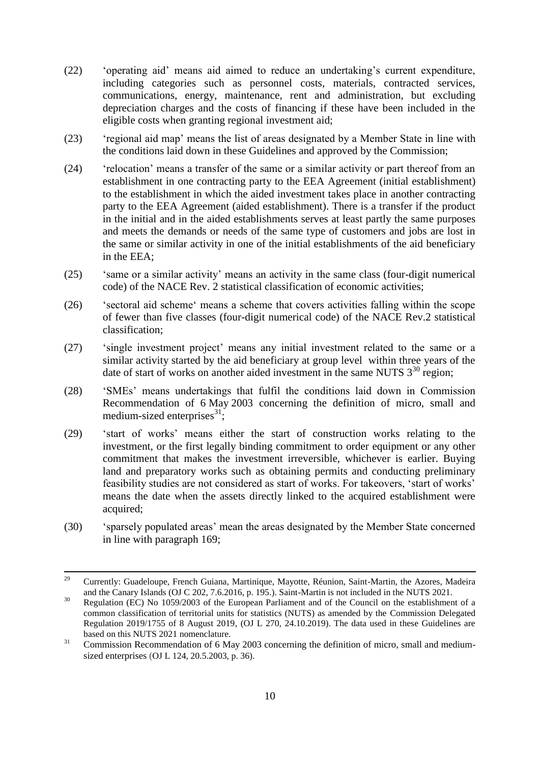(22) 'operating aid' means aid aimed to reduce an undertaking's current expenditure, including categories such as personnel costs, materials, contracted services, communications, energy, maintenance, rent and administration, but excluding depreciation charges and the costs of financing if these have been included in the eligible costs when granting regional investment aid;

(23) 'regional aid map' means the list of areas designated by a Member State in line with the conditions laid down in these Guidelines and approved by the Commission;

(24) 'relocation' means a transfer of the same or a similar activity or part thereof from an establishment in one contracting party to the EEA Agreement (initial establishment) to the establishment in which the aided investment takes place in another contracting party to the EEA Agreement (aided establishment). There is a transfer if the product in the initial and in the aided establishments serves at least partly the same purposes and meets the demands or needs of the same type of customers and jobs are lost in the same or similar activity in one of the initial establishments of the aid beneficiary in the EEA;

(25) 'same or a similar activity' means an activity in the same class (four-digit numerical code) of the NACE Rev. 2 statistical classification of economic activities;

(26) 'sectoral aid scheme' means a scheme that covers activities falling within the scope of fewer than five classes (four-digit numerical code) of the NACE Rev.2 statistical classification;

(27) 'single investment project' means any initial investment related to the same or a similar activity started by the aid beneficiary at group level within three years of the date of start of works on another aided investment in the same NUTS 3[30] region;

(28) 'SMEs' means undertakings that fulfil the conditions laid down in Commission Recommendation of 6 May 2003 concerning the definition of micro, small and medium-sized enterprises[31];

(29) 'start of works' means either the start of construction works relating to the investment, or the first legally binding commitment to order equipment or any other commitment that makes the investment irreversible, whichever is earlier. Buying land and preparatory works such as obtaining permits and conducting preliminary feasibility studies are not considered as start of works. For takeovers, 'start of works' means the date when the assets directly linked to the acquired establishment were acquired;

(30) 'sparsely populated areas' mean the areas designated by the Member State concerned in line with paragraph 169;

---

[29] Currently: Guadeloupe, French Guiana, Martinique, Mayotte, Réunion, Saint-Martin, the Azores, Madeira and the Canary Islands (OJ C 202, 7.6.2016, p. 195.). Saint-Martin is not included in the NUTS 2021.

[30] Regulation (EC) No 1059/2003 of the European Parliament and of the Council on the establishment of a common classification of territorial units for statistics (NUTS) as amended by the Commission Delegated Regulation 2019/1755 of 8 August 2019, (OJ L 270, 24.10.2019). The data used in these Guidelines are based on this NUTS 2021 nomenclature.

[31] Commission Recommendation of 6 May 2003 concerning the definition of micro, small and medium-sized enterprises (OJ L 124, 20.5.2003, p. 36).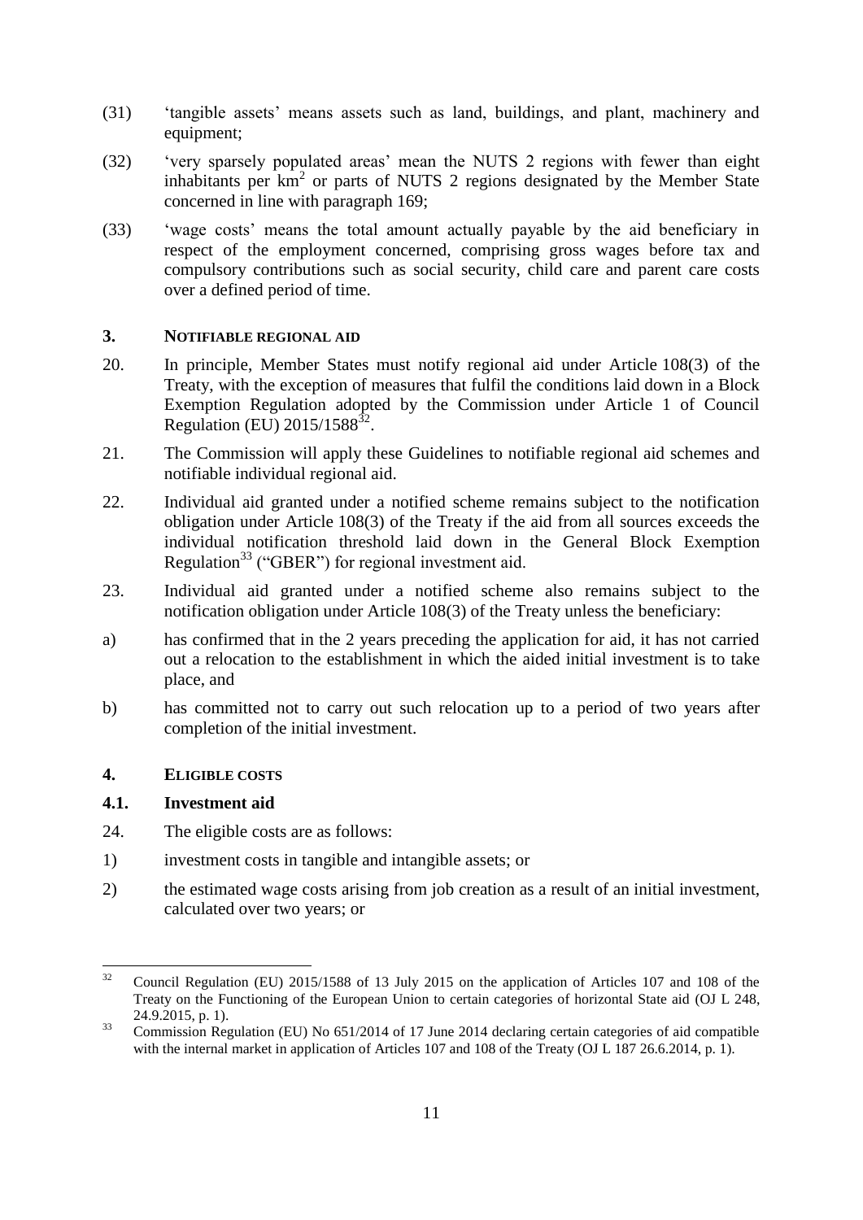(31) 'tangible assets' means assets such as land, buildings, and plant, machinery and equipment;

(32) 'very sparsely populated areas' mean the NUTS 2 regions with fewer than eight inhabitants per $km^2$ or parts of NUTS 2 regions designated by the Member State concerned in line with paragraph 169;

(33) 'wage costs' means the total amount actually payable by the aid beneficiary in respect of the employment concerned, comprising gross wages before tax and compulsory contributions such as social security, child care and parent care costs over a defined period of time.

## 3. NOTIFIABLE REGIONAL AID

20. In principle, Member States must notify regional aid under Article 108(3) of the Treaty, with the exception of measures that fulfil the conditions laid down in a Block Exemption Regulation adopted by the Commission under Article 1 of Council Regulation (EU) 2015/1588[32].

21. The Commission will apply these Guidelines to notifiable regional aid schemes and notifiable individual regional aid.

22. Individual aid granted under a notified scheme remains subject to the notification obligation under Article 108(3) of the Treaty if the aid from all sources exceeds the individual notification threshold laid down in the General Block Exemption Regulation[33] ("GBER") for regional investment aid.

23. Individual aid granted under a notified scheme also remains subject to the notification obligation under Article 108(3) of the Treaty unless the beneficiary:

a) has confirmed that in the 2 years preceding the application for aid, it has not carried out a relocation to the establishment in which the aided initial investment is to take place, and

b) has committed not to carry out such relocation up to a period of two years after completion of the initial investment.

## 4. ELIGIBLE COSTS

### 4.1. Investment aid

24. The eligible costs are as follows:

1) investment costs in tangible and intangible assets; or

2) the estimated wage costs arising from job creation as a result of an initial investment, calculated over two years; or

---

[32] Council Regulation (EU) 2015/1588 of 13 July 2015 on the application of Articles 107 and 108 of the Treaty on the Functioning of the European Union to certain categories of horizontal State aid (OJ L 248, 24.9.2015, p. 1).

[33] Commission Regulation (EU) No 651/2014 of 17 June 2014 declaring certain categories of aid compatible with the internal market in application of Articles 107 and 108 of the Treaty (OJ L 187 26.6.2014, p. 1).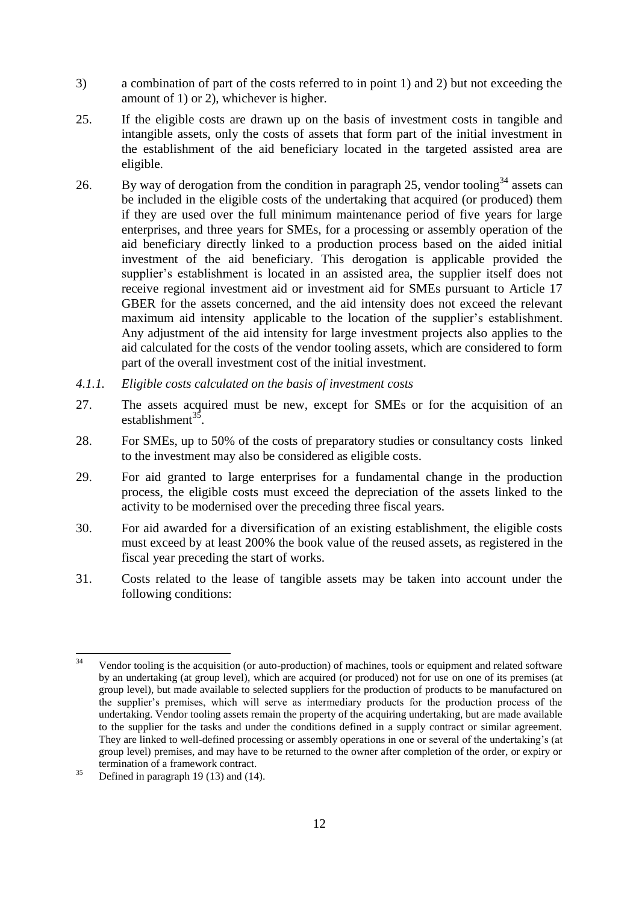3) a combination of part of the costs referred to in point 1) and 2) but not exceeding the amount of 1) or 2), whichever is higher.

25. If the eligible costs are drawn up on the basis of investment costs in tangible and intangible assets, only the costs of assets that form part of the initial investment in the establishment of the aid beneficiary located in the targeted assisted area are eligible.

26. By way of derogation from the condition in paragraph 25, vendor tooling[34] assets can be included in the eligible costs of the undertaking that acquired (or produced) them if they are used over the full minimum maintenance period of five years for large enterprises, and three years for SMEs, for a processing or assembly operation of the aid beneficiary directly linked to a production process based on the aided initial investment of the aid beneficiary. This derogation is applicable provided the supplier's establishment is located in an assisted area, the supplier itself does not receive regional investment aid or investment aid for SMEs pursuant to Article 17 GBER for the assets concerned, and the aid intensity does not exceed the relevant maximum aid intensity applicable to the location of the supplier's establishment. Any adjustment of the aid intensity for large investment projects also applies to the aid calculated for the costs of the vendor tooling assets, which are considered to form part of the overall investment cost of the initial investment.

### *4.1.1. Eligible costs calculated on the basis of investment costs*

27. The assets acquired must be new, except for SMEs or for the acquisition of an establishment[35].

28. For SMEs, up to 50% of the costs of preparatory studies or consultancy costs linked to the investment may also be considered as eligible costs.

29. For aid granted to large enterprises for a fundamental change in the production process, the eligible costs must exceed the depreciation of the assets linked to the activity to be modernised over the preceding three fiscal years.

30. For aid awarded for a diversification of an existing establishment, the eligible costs must exceed by at least 200% the book value of the reused assets, as registered in the fiscal year preceding the start of works.

31. Costs related to the lease of tangible assets may be taken into account under the following conditions:

---

[34] Vendor tooling is the acquisition (or auto-production) of machines, tools or equipment and related software by an undertaking (at group level), which are acquired (or produced) not for use on one of its premises (at group level), but made available to selected suppliers for the production of products to be manufactured on the supplier's premises, which will serve as intermediary products for the production process of the undertaking. Vendor tooling assets remain the property of the acquiring undertaking, but are made available to the supplier for the tasks and under the conditions defined in a supply contract or similar agreement. They are linked to well-defined processing or assembly operations in one or several of the undertaking's (at group level) premises, and may have to be returned to the owner after completion of the order, or expiry or termination of a framework contract.

[35] Defined in paragraph 19 (13) and (14).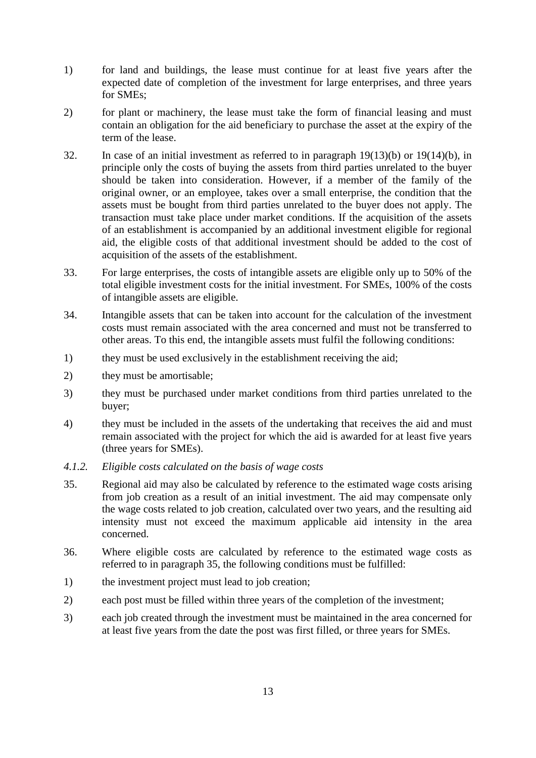1) for land and buildings, the lease must continue for at least five years after the expected date of completion of the investment for large enterprises, and three years for SMEs;

2) for plant or machinery, the lease must take the form of financial leasing and must contain an obligation for the aid beneficiary to purchase the asset at the expiry of the term of the lease.

32. In case of an initial investment as referred to in paragraph 19(13)(b) or 19(14)(b), in principle only the costs of buying the assets from third parties unrelated to the buyer should be taken into consideration. However, if a member of the family of the original owner, or an employee, takes over a small enterprise, the condition that the assets must be bought from third parties unrelated to the buyer does not apply. The transaction must take place under market conditions. If the acquisition of the assets of an establishment is accompanied by an additional investment eligible for regional aid, the eligible costs of that additional investment should be added to the cost of acquisition of the assets of the establishment.

33. For large enterprises, the costs of intangible assets are eligible only up to 50% of the total eligible investment costs for the initial investment. For SMEs, 100% of the costs of intangible assets are eligible.

34. Intangible assets that can be taken into account for the calculation of the investment costs must remain associated with the area concerned and must not be transferred to other areas. To this end, the intangible assets must fulfil the following conditions:

1) they must be used exclusively in the establishment receiving the aid;

2) they must be amortisable;

3) they must be purchased under market conditions from third parties unrelated to the buyer;

4) they must be included in the assets of the undertaking that receives the aid and must remain associated with the project for which the aid is awarded for at least five years (three years for SMEs).

### *4.1.2. Eligible costs calculated on the basis of wage costs*

35. Regional aid may also be calculated by reference to the estimated wage costs arising from job creation as a result of an initial investment. The aid may compensate only the wage costs related to job creation, calculated over two years, and the resulting aid intensity must not exceed the maximum applicable aid intensity in the area concerned.

36. Where eligible costs are calculated by reference to the estimated wage costs as referred to in paragraph 35, the following conditions must be fulfilled:

1) the investment project must lead to job creation;

2) each post must be filled within three years of the completion of the investment;

3) each job created through the investment must be maintained in the area concerned for at least five years from the date the post was first filled, or three years for SMEs.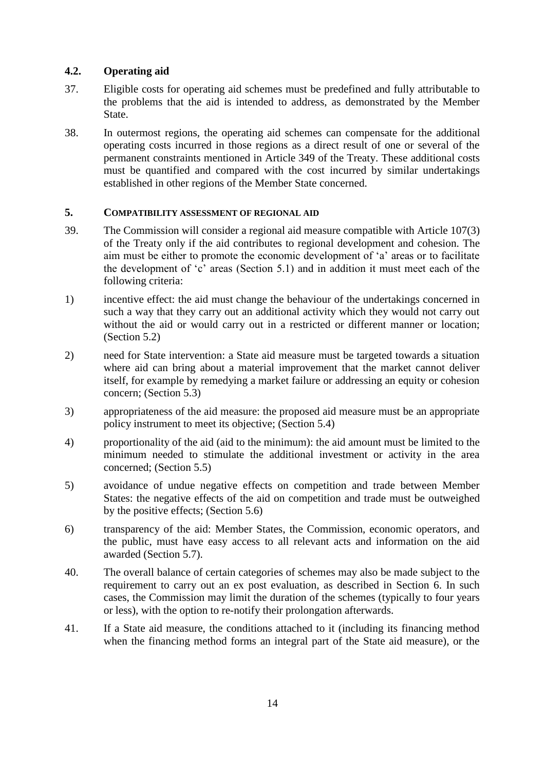### 4.2. Operating aid

37. Eligible costs for operating aid schemes must be predefined and fully attributable to the problems that the aid is intended to address, as demonstrated by the Member State.

38. In outermost regions, the operating aid schemes can compensate for the additional operating costs incurred in those regions as a direct result of one or several of the permanent constraints mentioned in Article 349 of the Treaty. These additional costs must be quantified and compared with the cost incurred by similar undertakings established in other regions of the Member State concerned.

## 5. COMPATIBILITY ASSESSMENT OF REGIONAL AID

39. The Commission will consider a regional aid measure compatible with Article 107(3) of the Treaty only if the aid contributes to regional development and cohesion. The aim must be either to promote the economic development of 'a' areas or to facilitate the development of 'c' areas (Section 5.1) and in addition it must meet each of the following criteria:

1) incentive effect: the aid must change the behaviour of the undertakings concerned in such a way that they carry out an additional activity which they would not carry out without the aid or would carry out in a restricted or different manner or location; (Section 5.2)

2) need for State intervention: a State aid measure must be targeted towards a situation where aid can bring about a material improvement that the market cannot deliver itself, for example by remedying a market failure or addressing an equity or cohesion concern; (Section 5.3)

3) appropriateness of the aid measure: the proposed aid measure must be an appropriate policy instrument to meet its objective; (Section 5.4)

4) proportionality of the aid (aid to the minimum): the aid amount must be limited to the minimum needed to stimulate the additional investment or activity in the area concerned; (Section 5.5)

5) avoidance of undue negative effects on competition and trade between Member States: the negative effects of the aid on competition and trade must be outweighed by the positive effects; (Section 5.6)

6) transparency of the aid: Member States, the Commission, economic operators, and the public, must have easy access to all relevant acts and information on the aid awarded (Section 5.7).

40. The overall balance of certain categories of schemes may also be made subject to the requirement to carry out an ex post evaluation, as described in Section 6. In such cases, the Commission may limit the duration of the schemes (typically to four years or less), with the option to re-notify their prolongation afterwards.

41. If a State aid measure, the conditions attached to it (including its financing method when the financing method forms an integral part of the State aid measure), or the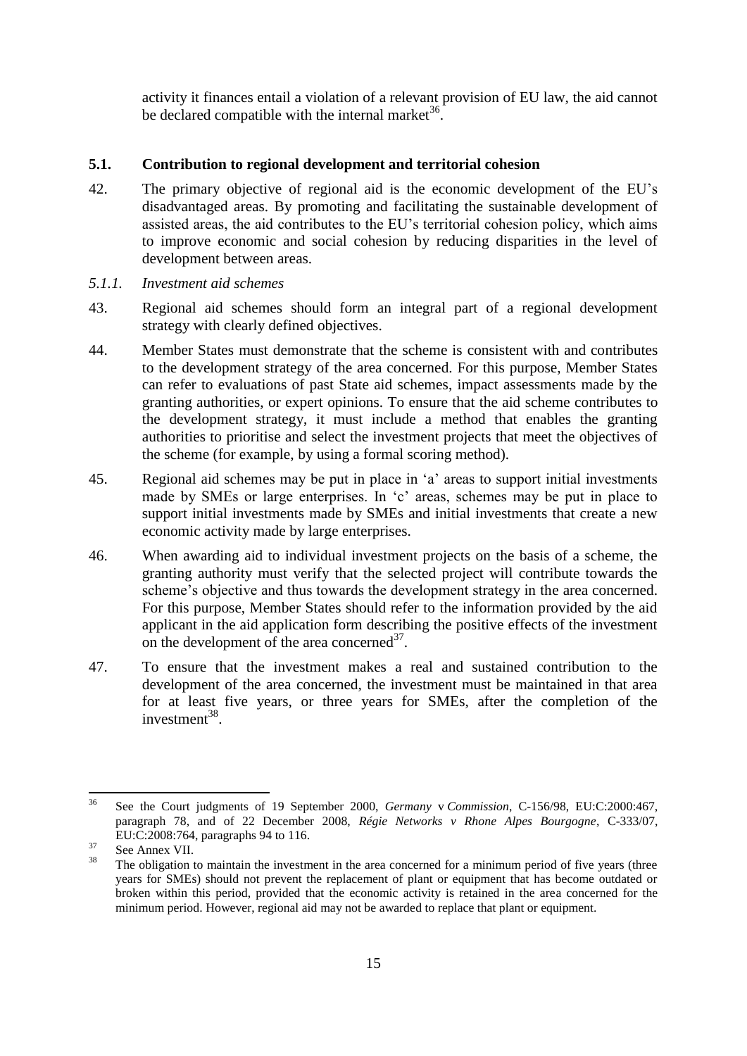activity it finances entail a violation of a relevant provision of EU law, the aid cannot be declared compatible with the internal market[36].

## 5.1. Contribution to regional development and territorial cohesion

42. The primary objective of regional aid is the economic development of the EU's disadvantaged areas. By promoting and facilitating the sustainable development of assisted areas, the aid contributes to the EU's territorial cohesion policy, which aims to improve economic and social cohesion by reducing disparities in the level of development between areas.

### *5.1.1. Investment aid schemes*

43. Regional aid schemes should form an integral part of a regional development strategy with clearly defined objectives.

44. Member States must demonstrate that the scheme is consistent with and contributes to the development strategy of the area concerned. For this purpose, Member States can refer to evaluations of past State aid schemes, impact assessments made by the granting authorities, or expert opinions. To ensure that the aid scheme contributes to the development strategy, it must include a method that enables the granting authorities to prioritise and select the investment projects that meet the objectives of the scheme (for example, by using a formal scoring method).

45. Regional aid schemes may be put in place in 'a' areas to support initial investments made by SMEs or large enterprises. In 'c' areas, schemes may be put in place to support initial investments made by SMEs and initial investments that create a new economic activity made by large enterprises.

46. When awarding aid to individual investment projects on the basis of a scheme, the granting authority must verify that the selected project will contribute towards the scheme's objective and thus towards the development strategy in the area concerned. For this purpose, Member States should refer to the information provided by the aid applicant in the aid application form describing the positive effects of the investment on the development of the area concerned[37].

47. To ensure that the investment makes a real and sustained contribution to the development of the area concerned, the investment must be maintained in that area for at least five years, or three years for SMEs, after the completion of the investment[38].

---

[36] See the Court judgments of 19 September 2000, *Germany* v *Commission*, C-156/98, EU:C:2000:467, paragraph 78, and of 22 December 2008, *Régie Networks v Rhone Alpes Bourgogne*, C-333/07, EU:C:2008:764, paragraphs 94 to 116.

[37] See Annex VII.

[38] The obligation to maintain the investment in the area concerned for a minimum period of five years (three years for SMEs) should not prevent the replacement of plant or equipment that has become outdated or broken within this period, provided that the economic activity is retained in the area concerned for the minimum period. However, regional aid may not be awarded to replace that plant or equipment.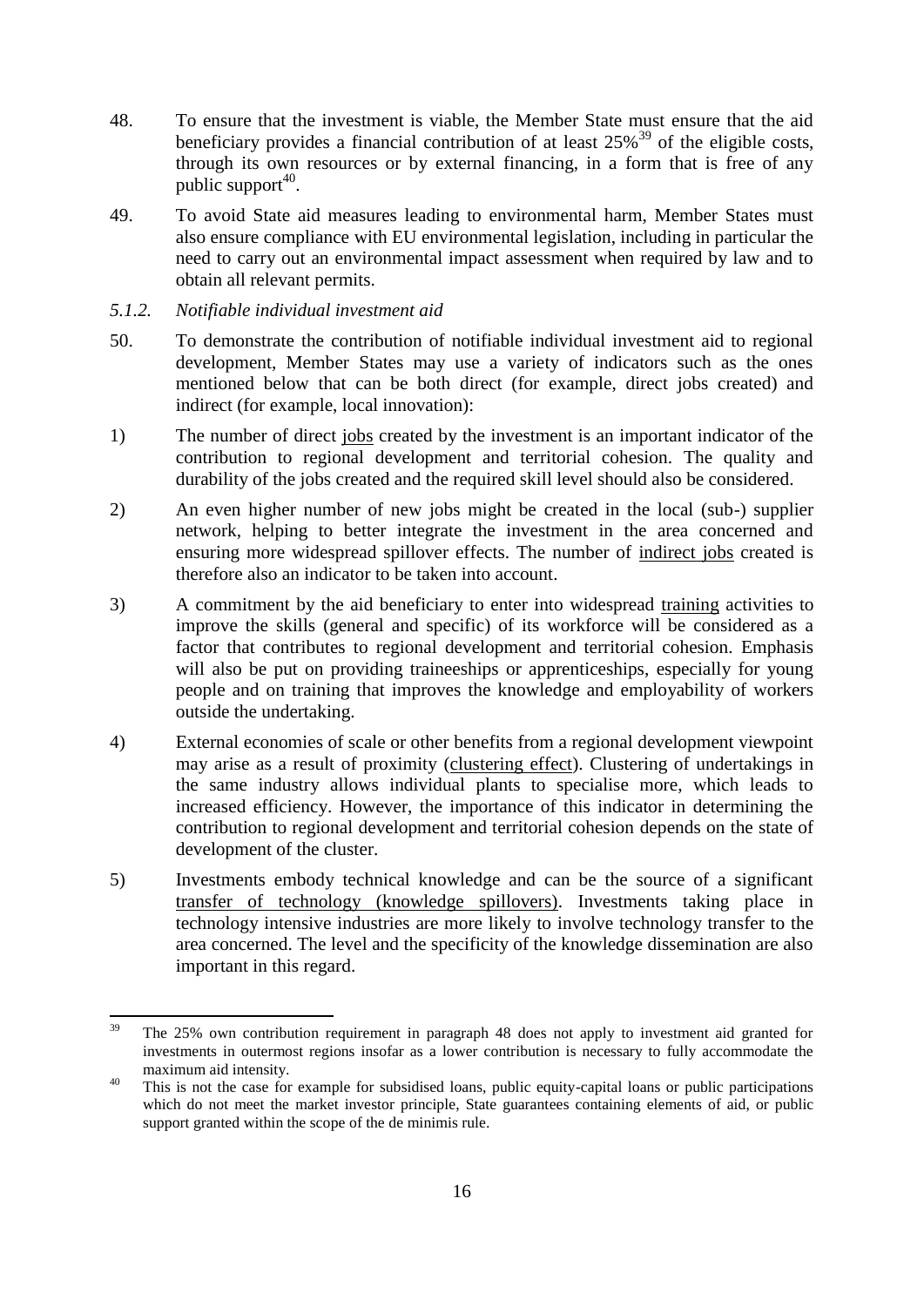48. To ensure that the investment is viable, the Member State must ensure that the aid beneficiary provides a financial contribution of at least 25%[39] of the eligible costs, through its own resources or by external financing, in a form that is free of any public support[40].

49. To avoid State aid measures leading to environmental harm, Member States must also ensure compliance with EU environmental legislation, including in particular the need to carry out an environmental impact assessment when required by law and to obtain all relevant permits.

### *5.1.2. Notifiable individual investment aid*

50. To demonstrate the contribution of notifiable individual investment aid to regional development, Member States may use a variety of indicators such as the ones mentioned below that can be both direct (for example, direct jobs created) and indirect (for example, local innovation):

1) The number of direct jobs created by the investment is an important indicator of the contribution to regional development and territorial cohesion. The quality and durability of the jobs created and the required skill level should also be considered.

2) An even higher number of new jobs might be created in the local (sub-) supplier network, helping to better integrate the investment in the area concerned and ensuring more widespread spillover effects. The number of indirect jobs created is therefore also an indicator to be taken into account.

3) A commitment by the aid beneficiary to enter into widespread training activities to improve the skills (general and specific) of its workforce will be considered as a factor that contributes to regional development and territorial cohesion. Emphasis will also be put on providing traineeships or apprenticeships, especially for young people and on training that improves the knowledge and employability of workers outside the undertaking.

4) External economies of scale or other benefits from a regional development viewpoint may arise as a result of proximity (clustering effect). Clustering of undertakings in the same industry allows individual plants to specialise more, which leads to increased efficiency. However, the importance of this indicator in determining the contribution to regional development and territorial cohesion depends on the state of development of the cluster.

5) Investments embody technical knowledge and can be the source of a significant transfer of technology (knowledge spillovers). Investments taking place in technology intensive industries are more likely to involve technology transfer to the area concerned. The level and the specificity of the knowledge dissemination are also important in this regard.

---

[39] The 25% own contribution requirement in paragraph 48 does not apply to investment aid granted for investments in outermost regions insofar as a lower contribution is necessary to fully accommodate the maximum aid intensity.

[40] This is not the case for example for subsidised loans, public equity-capital loans or public participations which do not meet the market investor principle, State guarantees containing elements of aid, or public support granted within the scope of the de minimis rule.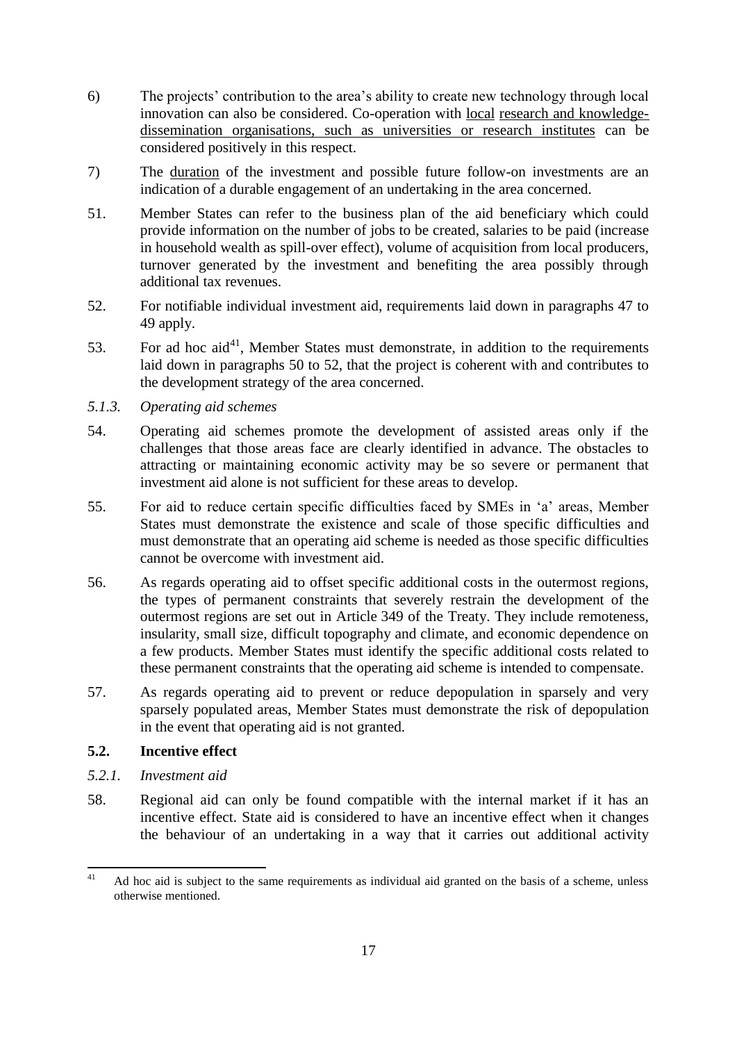6) The projects' contribution to the area's ability to create new technology through local innovation can also be considered. Co-operation with local research and knowledge-dissemination organisations, such as universities or research institutes can be considered positively in this respect.

7) The duration of the investment and possible future follow-on investments are an indication of a durable engagement of an undertaking in the area concerned.

51. Member States can refer to the business plan of the aid beneficiary which could provide information on the number of jobs to be created, salaries to be paid (increase in household wealth as spill-over effect), volume of acquisition from local producers, turnover generated by the investment and benefiting the area possibly through additional tax revenues.

52. For notifiable individual investment aid, requirements laid down in paragraphs 47 to 49 apply.

53. For ad hoc aid[41], Member States must demonstrate, in addition to the requirements laid down in paragraphs 50 to 52, that the project is coherent with and contributes to the development strategy of the area concerned.

#### *5.1.3. Operating aid schemes*

54. Operating aid schemes promote the development of assisted areas only if the challenges that those areas face are clearly identified in advance. The obstacles to attracting or maintaining economic activity may be so severe or permanent that investment aid alone is not sufficient for these areas to develop.

55. For aid to reduce certain specific difficulties faced by SMEs in 'a' areas, Member States must demonstrate the existence and scale of those specific difficulties and must demonstrate that an operating aid scheme is needed as those specific difficulties cannot be overcome with investment aid.

56. As regards operating aid to offset specific additional costs in the outermost regions, the types of permanent constraints that severely restrain the development of the outermost regions are set out in Article 349 of the Treaty. They include remoteness, insularity, small size, difficult topography and climate, and economic dependence on a few products. Member States must identify the specific additional costs related to these permanent constraints that the operating aid scheme is intended to compensate.

57. As regards operating aid to prevent or reduce depopulation in sparsely and very sparsely populated areas, Member States must demonstrate the risk of depopulation in the event that operating aid is not granted.

### **5.2. Incentive effect**

#### *5.2.1. Investment aid*

58. Regional aid can only be found compatible with the internal market if it has an incentive effect. State aid is considered to have an incentive effect when it changes the behaviour of an undertaking in a way that it carries out additional activity

[41] Ad hoc aid is subject to the same requirements as individual aid granted on the basis of a scheme, unless otherwise mentioned.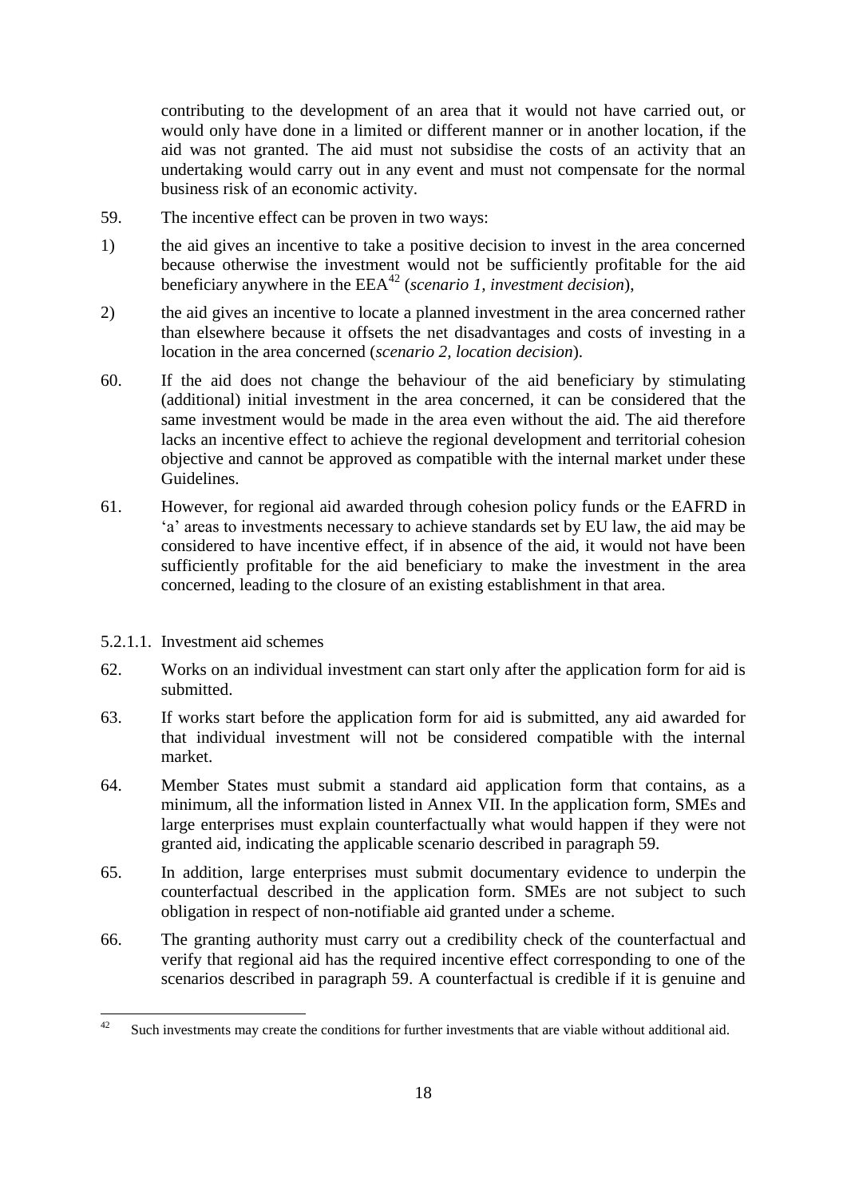contributing to the development of an area that it would not have carried out, or would only have done in a limited or different manner or in another location, if the aid was not granted. The aid must not subsidise the costs of an activity that an undertaking would carry out in any event and must not compensate for the normal business risk of an economic activity.

59. The incentive effect can be proven in two ways:

1) the aid gives an incentive to take a positive decision to invest in the area concerned because otherwise the investment would not be sufficiently profitable for the aid beneficiary anywhere in the EEA[42] (*scenario 1, investment decision*),

2) the aid gives an incentive to locate a planned investment in the area concerned rather than elsewhere because it offsets the net disadvantages and costs of investing in a location in the area concerned (*scenario 2, location decision*).

60. If the aid does not change the behaviour of the aid beneficiary by stimulating (additional) initial investment in the area concerned, it can be considered that the same investment would be made in the area even without the aid. The aid therefore lacks an incentive effect to achieve the regional development and territorial cohesion objective and cannot be approved as compatible with the internal market under these Guidelines.

61. However, for regional aid awarded through cohesion policy funds or the EAFRD in 'a' areas to investments necessary to achieve standards set by EU law, the aid may be considered to have incentive effect, if in absence of the aid, it would not have been sufficiently profitable for the aid beneficiary to make the investment in the area concerned, leading to the closure of an existing establishment in that area.

#### 5.2.1.1. Investment aid schemes

62. Works on an individual investment can start only after the application form for aid is submitted.

63. If works start before the application form for aid is submitted, any aid awarded for that individual investment will not be considered compatible with the internal market.

64. Member States must submit a standard aid application form that contains, as a minimum, all the information listed in Annex VII. In the application form, SMEs and large enterprises must explain counterfactually what would happen if they were not granted aid, indicating the applicable scenario described in paragraph 59.

65. In addition, large enterprises must submit documentary evidence to underpin the counterfactual described in the application form. SMEs are not subject to such obligation in respect of non-notifiable aid granted under a scheme.

66. The granting authority must carry out a credibility check of the counterfactual and verify that regional aid has the required incentive effect corresponding to one of the scenarios described in paragraph 59. A counterfactual is credible if it is genuine and

---

[42] Such investments may create the conditions for further investments that are viable without additional aid.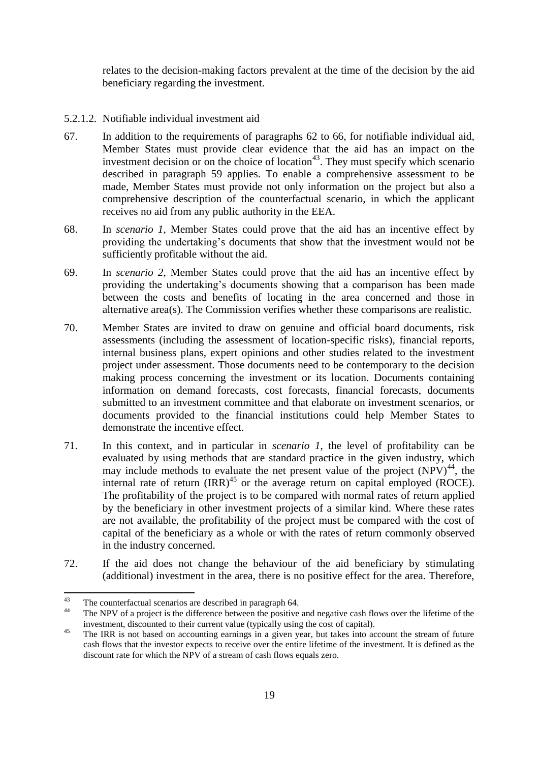relates to the decision-making factors prevalent at the time of the decision by the aid beneficiary regarding the investment.

5.2.1.2. Notifiable individual investment aid

67. In addition to the requirements of paragraphs 62 to 66, for notifiable individual aid, Member States must provide clear evidence that the aid has an impact on the investment decision or on the choice of location[43]. They must specify which scenario described in paragraph 59 applies. To enable a comprehensive assessment to be made, Member States must provide not only information on the project but also a comprehensive description of the counterfactual scenario, in which the applicant receives no aid from any public authority in the EEA.

68. In *scenario 1*, Member States could prove that the aid has an incentive effect by providing the undertaking's documents that show that the investment would not be sufficiently profitable without the aid.

69. In *scenario 2*, Member States could prove that the aid has an incentive effect by providing the undertaking's documents showing that a comparison has been made between the costs and benefits of locating in the area concerned and those in alternative area(s). The Commission verifies whether these comparisons are realistic.

70. Member States are invited to draw on genuine and official board documents, risk assessments (including the assessment of location-specific risks), financial reports, internal business plans, expert opinions and other studies related to the investment project under assessment. Those documents need to be contemporary to the decision making process concerning the investment or its location. Documents containing information on demand forecasts, cost forecasts, financial forecasts, documents submitted to an investment committee and that elaborate on investment scenarios, or documents provided to the financial institutions could help Member States to demonstrate the incentive effect.

71. In this context, and in particular in *scenario 1*, the level of profitability can be evaluated by using methods that are standard practice in the given industry, which may include methods to evaluate the net present value of the project (NPV)[44], the internal rate of return (IRR)[45] or the average return on capital employed (ROCE). The profitability of the project is to be compared with normal rates of return applied by the beneficiary in other investment projects of a similar kind. Where these rates are not available, the profitability of the project must be compared with the cost of capital of the beneficiary as a whole or with the rates of return commonly observed in the industry concerned.

72. If the aid does not change the behaviour of the aid beneficiary by stimulating (additional) investment in the area, there is no positive effect for the area. Therefore,

---

[43] The counterfactual scenarios are described in paragraph 64.

[44] The NPV of a project is the difference between the positive and negative cash flows over the lifetime of the investment, discounted to their current value (typically using the cost of capital).

[45] The IRR is not based on accounting earnings in a given year, but takes into account the stream of future cash flows that the investor expects to receive over the entire lifetime of the investment. It is defined as the discount rate for which the NPV of a stream of cash flows equals zero.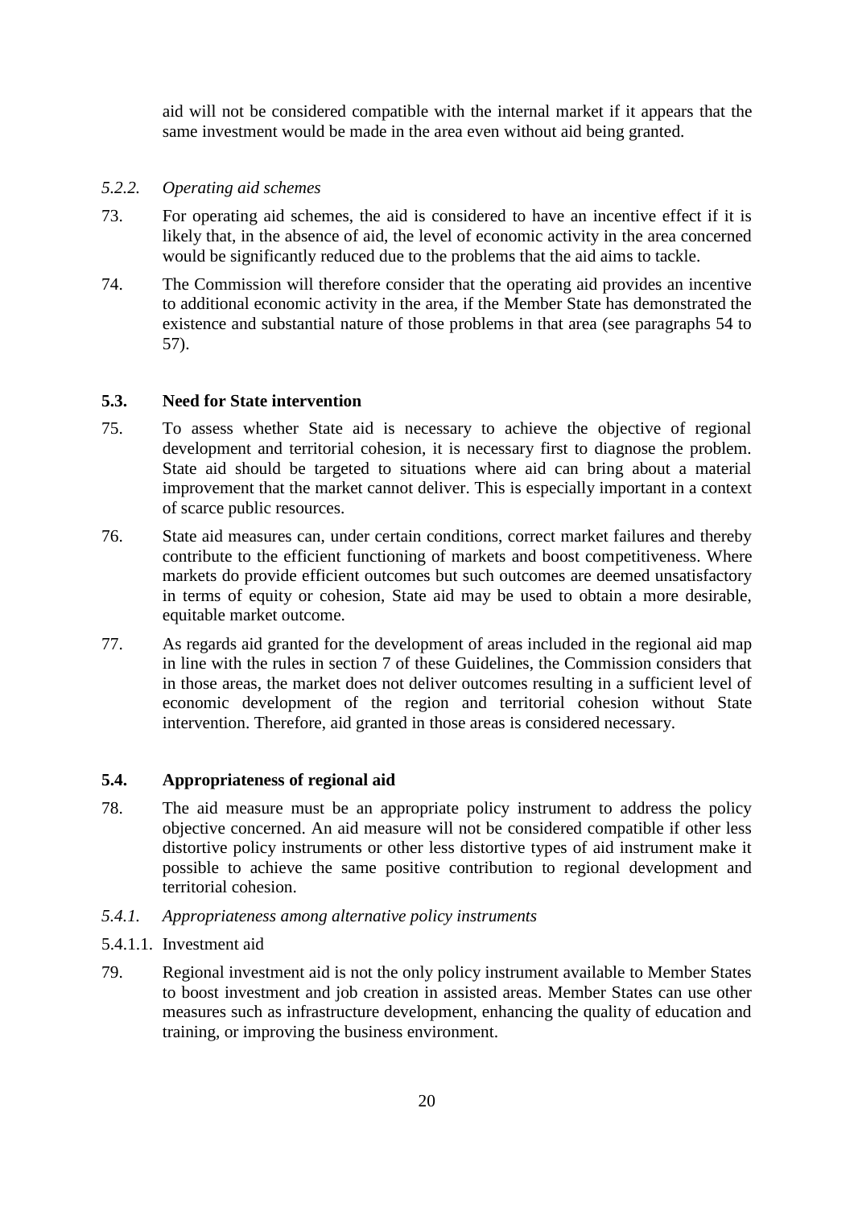aid will not be considered compatible with the internal market if it appears that the same investment would be made in the area even without aid being granted.

*5.2.2. Operating aid schemes*

73. For operating aid schemes, the aid is considered to have an incentive effect if it is likely that, in the absence of aid, the level of economic activity in the area concerned would be significantly reduced due to the problems that the aid aims to tackle.

74. The Commission will therefore consider that the operating aid provides an incentive to additional economic activity in the area, if the Member State has demonstrated the existence and substantial nature of those problems in that area (see paragraphs 54 to 57).

## 5.3. Need for State intervention

75. To assess whether State aid is necessary to achieve the objective of regional development and territorial cohesion, it is necessary first to diagnose the problem. State aid should be targeted to situations where aid can bring about a material improvement that the market cannot deliver. This is especially important in a context of scarce public resources.

76. State aid measures can, under certain conditions, correct market failures and thereby contribute to the efficient functioning of markets and boost competitiveness. Where markets do provide efficient outcomes but such outcomes are deemed unsatisfactory in terms of equity or cohesion, State aid may be used to obtain a more desirable, equitable market outcome.

77. As regards aid granted for the development of areas included in the regional aid map in line with the rules in section 7 of these Guidelines, the Commission considers that in those areas, the market does not deliver outcomes resulting in a sufficient level of economic development of the region and territorial cohesion without State intervention. Therefore, aid granted in those areas is considered necessary.

## 5.4. Appropriateness of regional aid

78. The aid measure must be an appropriate policy instrument to address the policy objective concerned. An aid measure will not be considered compatible if other less distortive policy instruments or other less distortive types of aid instrument make it possible to achieve the same positive contribution to regional development and territorial cohesion.

*5.4.1. Appropriateness among alternative policy instruments*

5.4.1.1. Investment aid

79. Regional investment aid is not the only policy instrument available to Member States to boost investment and job creation in assisted areas. Member States can use other measures such as infrastructure development, enhancing the quality of education and training, or improving the business environment.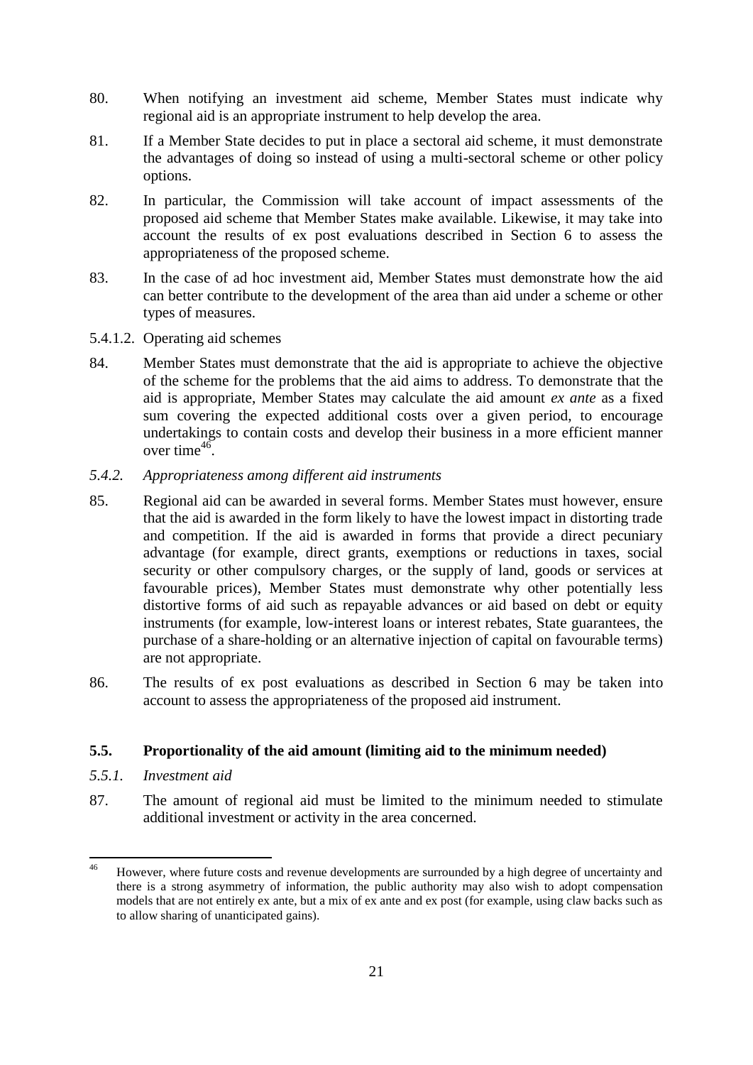80. When notifying an investment aid scheme, Member States must indicate why regional aid is an appropriate instrument to help develop the area.

81. If a Member State decides to put in place a sectoral aid scheme, it must demonstrate the advantages of doing so instead of using a multi-sectoral scheme or other policy options.

82. In particular, the Commission will take account of impact assessments of the proposed aid scheme that Member States make available. Likewise, it may take into account the results of ex post evaluations described in Section 6 to assess the appropriateness of the proposed scheme.

83. In the case of ad hoc investment aid, Member States must demonstrate how the aid can better contribute to the development of the area than aid under a scheme or other types of measures.

5.4.1.2. Operating aid schemes

84. Member States must demonstrate that the aid is appropriate to achieve the objective of the scheme for the problems that the aid aims to address. To demonstrate that the aid is appropriate, Member States may calculate the aid amount *ex ante* as a fixed sum covering the expected additional costs over a given period, to encourage undertakings to contain costs and develop their business in a more efficient manner over time[46].

### *5.4.2. Appropriateness among different aid instruments*

85. Regional aid can be awarded in several forms. Member States must however, ensure that the aid is awarded in the form likely to have the lowest impact in distorting trade and competition. If the aid is awarded in forms that provide a direct pecuniary advantage (for example, direct grants, exemptions or reductions in taxes, social security or other compulsory charges, or the supply of land, goods or services at favourable prices), Member States must demonstrate why other potentially less distortive forms of aid such as repayable advances or aid based on debt or equity instruments (for example, low-interest loans or interest rebates, State guarantees, the purchase of a share-holding or an alternative injection of capital on favourable terms) are not appropriate.

86. The results of ex post evaluations as described in Section 6 may be taken into account to assess the appropriateness of the proposed aid instrument.

## **5.5. Proportionality of the aid amount (limiting aid to the minimum needed)**

### *5.5.1. Investment aid*

87. The amount of regional aid must be limited to the minimum needed to stimulate additional investment or activity in the area concerned.

---

[46] However, where future costs and revenue developments are surrounded by a high degree of uncertainty and there is a strong asymmetry of information, the public authority may also wish to adopt compensation models that are not entirely ex ante, but a mix of ex ante and ex post (for example, using claw backs such as to allow sharing of unanticipated gains).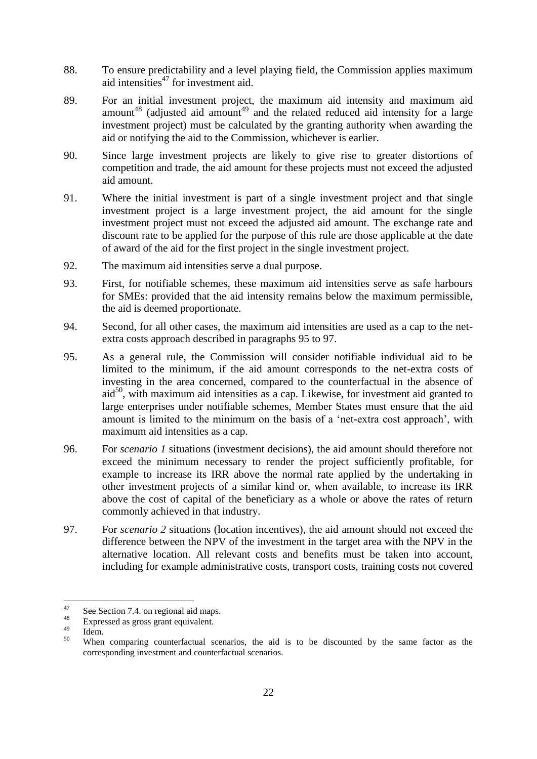88. To ensure predictability and a level playing field, the Commission applies maximum aid intensities[47] for investment aid.

89. For an initial investment project, the maximum aid intensity and maximum aid amount[48] (adjusted aid amount[49] and the related reduced aid intensity for a large investment project) must be calculated by the granting authority when awarding the aid or notifying the aid to the Commission, whichever is earlier.

90. Since large investment projects are likely to give rise to greater distortions of competition and trade, the aid amount for these projects must not exceed the adjusted aid amount.

91. Where the initial investment is part of a single investment project and that single investment project is a large investment project, the aid amount for the single investment project must not exceed the adjusted aid amount. The exchange rate and discount rate to be applied for the purpose of this rule are those applicable at the date of award of the aid for the first project in the single investment project.

92. The maximum aid intensities serve a dual purpose.

93. First, for notifiable schemes, these maximum aid intensities serve as safe harbours for SMEs: provided that the aid intensity remains below the maximum permissible, the aid is deemed proportionate.

94. Second, for all other cases, the maximum aid intensities are used as a cap to the net-extra costs approach described in paragraphs 95 to 97.

95. As a general rule, the Commission will consider notifiable individual aid to be limited to the minimum, if the aid amount corresponds to the net-extra costs of investing in the area concerned, compared to the counterfactual in the absence of aid[50], with maximum aid intensities as a cap. Likewise, for investment aid granted to large enterprises under notifiable schemes, Member States must ensure that the aid amount is limited to the minimum on the basis of a 'net-extra cost approach', with maximum aid intensities as a cap.

96. For *scenario 1* situations (investment decisions), the aid amount should therefore not exceed the minimum necessary to render the project sufficiently profitable, for example to increase its IRR above the normal rate applied by the undertaking in other investment projects of a similar kind or, when available, to increase its IRR above the cost of capital of the beneficiary as a whole or above the rates of return commonly achieved in that industry.

97. For *scenario 2* situations (location incentives), the aid amount should not exceed the difference between the NPV of the investment in the target area with the NPV in the alternative location. All relevant costs and benefits must be taken into account, including for example administrative costs, transport costs, training costs not covered

---

[47] See Section 7.4. on regional aid maps.

[48] Expressed as gross grant equivalent.

[49] Idem.

[50] When comparing counterfactual scenarios, the aid is to be discounted by the same factor as the corresponding investment and counterfactual scenarios.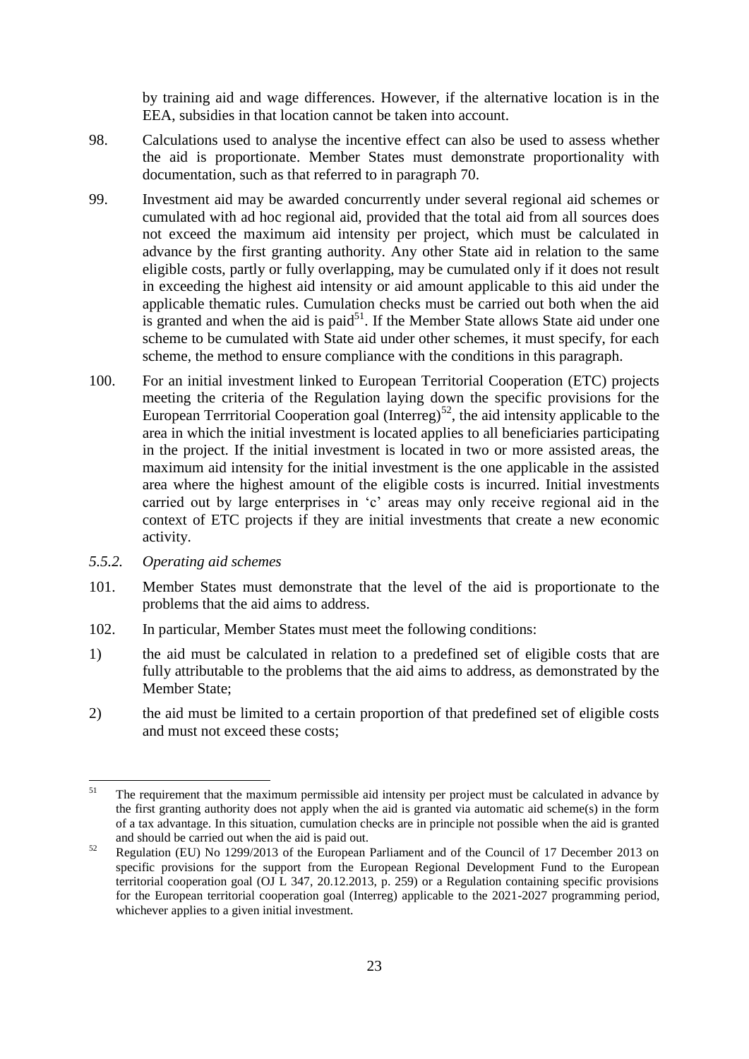by training aid and wage differences. However, if the alternative location is in the EEA, subsidies in that location cannot be taken into account.

98. Calculations used to analyse the incentive effect can also be used to assess whether the aid is proportionate. Member States must demonstrate proportionality with documentation, such as that referred to in paragraph 70.

99. Investment aid may be awarded concurrently under several regional aid schemes or cumulated with ad hoc regional aid, provided that the total aid from all sources does not exceed the maximum aid intensity per project, which must be calculated in advance by the first granting authority. Any other State aid in relation to the same eligible costs, partly or fully overlapping, may be cumulated only if it does not result in exceeding the highest aid intensity or aid amount applicable to this aid under the applicable thematic rules. Cumulation checks must be carried out both when the aid is granted and when the aid is paid[51]. If the Member State allows State aid under one scheme to be cumulated with State aid under other schemes, it must specify, for each scheme, the method to ensure compliance with the conditions in this paragraph.

100. For an initial investment linked to European Territorial Cooperation (ETC) projects meeting the criteria of the Regulation laying down the specific provisions for the European Terrritorial Cooperation goal (Interreg)[52], the aid intensity applicable to the area in which the initial investment is located applies to all beneficiaries participating in the project. If the initial investment is located in two or more assisted areas, the maximum aid intensity for the initial investment is the one applicable in the assisted area where the highest amount of the eligible costs is incurred. Initial investments carried out by large enterprises in 'c' areas may only receive regional aid in the context of ETC projects if they are initial investments that create a new economic activity.

*5.5.2. Operating aid schemes*

101. Member States must demonstrate that the level of the aid is proportionate to the problems that the aid aims to address.

102. In particular, Member States must meet the following conditions:

1) the aid must be calculated in relation to a predefined set of eligible costs that are fully attributable to the problems that the aid aims to address, as demonstrated by the Member State;

2) the aid must be limited to a certain proportion of that predefined set of eligible costs and must not exceed these costs;

---

[51] The requirement that the maximum permissible aid intensity per project must be calculated in advance by the first granting authority does not apply when the aid is granted via automatic aid scheme(s) in the form of a tax advantage. In this situation, cumulation checks are in principle not possible when the aid is granted and should be carried out when the aid is paid out.

[52] Regulation (EU) No 1299/2013 of the European Parliament and of the Council of 17 December 2013 on specific provisions for the support from the European Regional Development Fund to the European territorial cooperation goal (OJ L 347, 20.12.2013, p. 259) or a Regulation containing specific provisions for the European territorial cooperation goal (Interreg) applicable to the 2021-2027 programming period, whichever applies to a given initial investment.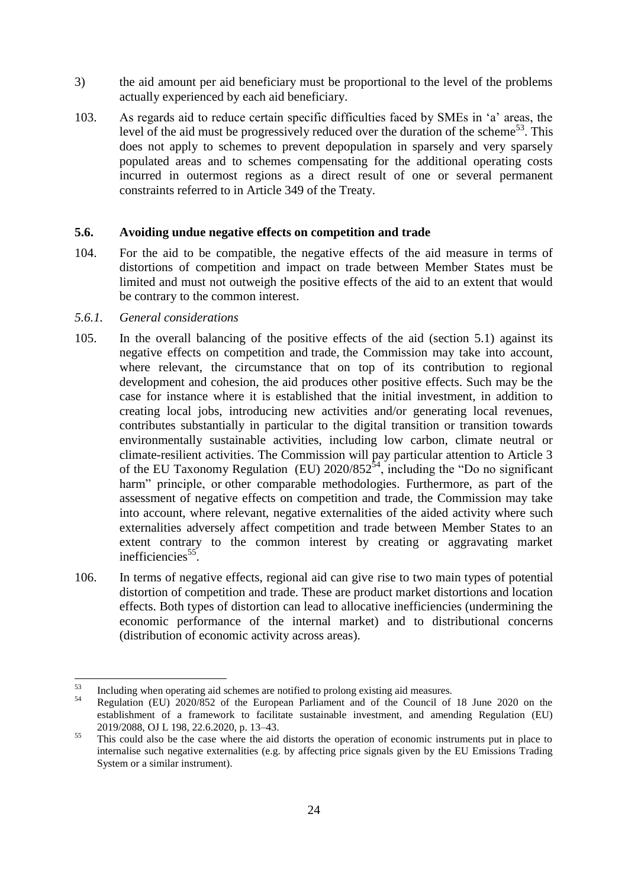3) the aid amount per aid beneficiary must be proportional to the level of the problems actually experienced by each aid beneficiary.

103. As regards aid to reduce certain specific difficulties faced by SMEs in 'a' areas, the level of the aid must be progressively reduced over the duration of the scheme[53]. This does not apply to schemes to prevent depopulation in sparsely and very sparsely populated areas and to schemes compensating for the additional operating costs incurred in outermost regions as a direct result of one or several permanent constraints referred to in Article 349 of the Treaty.

## 5.6. Avoiding undue negative effects on competition and trade

104. For the aid to be compatible, the negative effects of the aid measure in terms of distortions of competition and impact on trade between Member States must be limited and must not outweigh the positive effects of the aid to an extent that would be contrary to the common interest.

### *5.6.1. General considerations*

105. In the overall balancing of the positive effects of the aid (section 5.1) against its negative effects on competition and trade, the Commission may take into account, where relevant, the circumstance that on top of its contribution to regional development and cohesion, the aid produces other positive effects. Such may be the case for instance where it is established that the initial investment, in addition to creating local jobs, introducing new activities and/or generating local revenues, contributes substantially in particular to the digital transition or transition towards environmentally sustainable activities, including low carbon, climate neutral or climate-resilient activities. The Commission will pay particular attention to Article 3 of the EU Taxonomy Regulation (EU) 2020/852[54], including the "Do no significant harm" principle, or other comparable methodologies. Furthermore, as part of the assessment of negative effects on competition and trade, the Commission may take into account, where relevant, negative externalities of the aided activity where such externalities adversely affect competition and trade between Member States to an extent contrary to the common interest by creating or aggravating market inefficiencies[55].

106. In terms of negative effects, regional aid can give rise to two main types of potential distortion of competition and trade. These are product market distortions and location effects. Both types of distortion can lead to allocative inefficiencies (undermining the economic performance of the internal market) and to distributional concerns (distribution of economic activity across areas).

---

[53] Including when operating aid schemes are notified to prolong existing aid measures.

[54] Regulation (EU) 2020/852 of the European Parliament and of the Council of 18 June 2020 on the establishment of a framework to facilitate sustainable investment, and amending Regulation (EU) 2019/2088, OJ L 198, 22.6.2020, p. 13–43.

[55] This could also be the case where the aid distorts the operation of economic instruments put in place to internalise such negative externalities (e.g. by affecting price signals given by the EU Emissions Trading System or a similar instrument).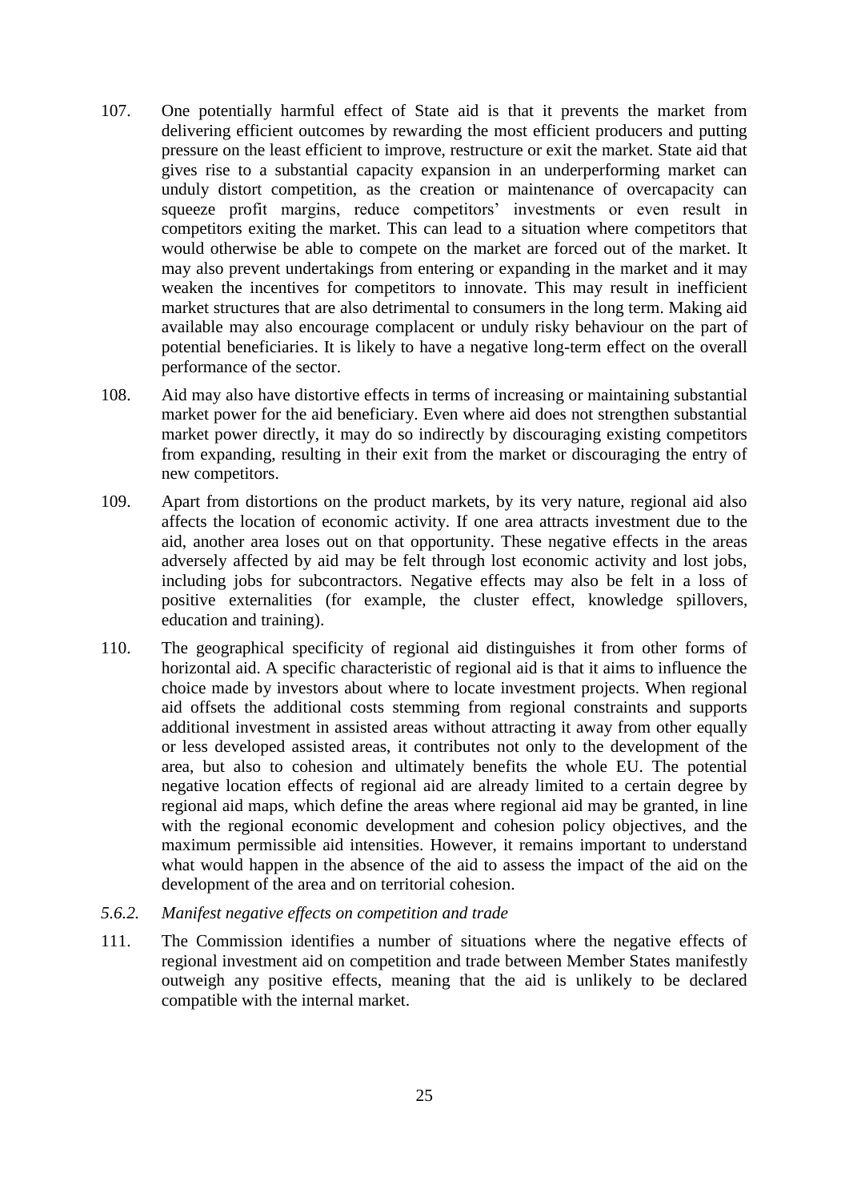107. One potentially harmful effect of State aid is that it prevents the market from delivering efficient outcomes by rewarding the most efficient producers and putting pressure on the least efficient to improve, restructure or exit the market. State aid that gives rise to a substantial capacity expansion in an underperforming market can unduly distort competition, as the creation or maintenance of overcapacity can squeeze profit margins, reduce competitors' investments or even result in competitors exiting the market. This can lead to a situation where competitors that would otherwise be able to compete on the market are forced out of the market. It may also prevent undertakings from entering or expanding in the market and it may weaken the incentives for competitors to innovate. This may result in inefficient market structures that are also detrimental to consumers in the long term. Making aid available may also encourage complacent or unduly risky behaviour on the part of potential beneficiaries. It is likely to have a negative long-term effect on the overall performance of the sector.

108. Aid may also have distortive effects in terms of increasing or maintaining substantial market power for the aid beneficiary. Even where aid does not strengthen substantial market power directly, it may do so indirectly by discouraging existing competitors from expanding, resulting in their exit from the market or discouraging the entry of new competitors.

109. Apart from distortions on the product markets, by its very nature, regional aid also affects the location of economic activity. If one area attracts investment due to the aid, another area loses out on that opportunity. These negative effects in the areas adversely affected by aid may be felt through lost economic activity and lost jobs, including jobs for subcontractors. Negative effects may also be felt in a loss of positive externalities (for example, the cluster effect, knowledge spillovers, education and training).

110. The geographical specificity of regional aid distinguishes it from other forms of horizontal aid. A specific characteristic of regional aid is that it aims to influence the choice made by investors about where to locate investment projects. When regional aid offsets the additional costs stemming from regional constraints and supports additional investment in assisted areas without attracting it away from other equally or less developed assisted areas, it contributes not only to the development of the area, but also to cohesion and ultimately benefits the whole EU. The potential negative location effects of regional aid are already limited to a certain degree by regional aid maps, which define the areas where regional aid may be granted, in line with the regional economic development and cohesion policy objectives, and the maximum permissible aid intensities. However, it remains important to understand what would happen in the absence of the aid to assess the impact of the aid on the development of the area and on territorial cohesion.

*5.6.2. Manifest negative effects on competition and trade*

111. The Commission identifies a number of situations where the negative effects of regional investment aid on competition and trade between Member States manifestly outweigh any positive effects, meaning that the aid is unlikely to be declared compatible with the internal market.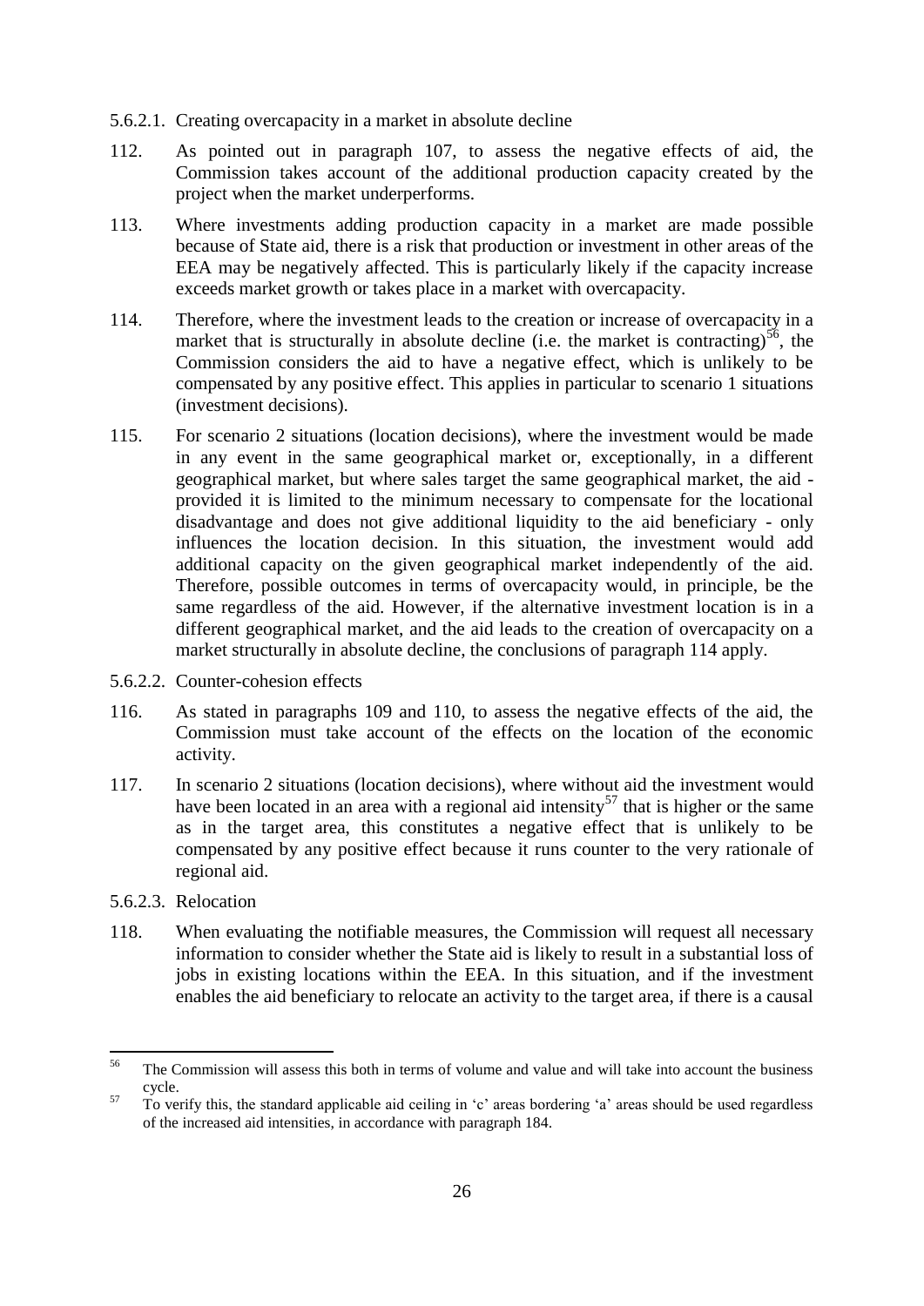5.6.2.1. Creating overcapacity in a market in absolute decline

112. As pointed out in paragraph 107, to assess the negative effects of aid, the Commission takes account of the additional production capacity created by the project when the market underperforms.

113. Where investments adding production capacity in a market are made possible because of State aid, there is a risk that production or investment in other areas of the EEA may be negatively affected. This is particularly likely if the capacity increase exceeds market growth or takes place in a market with overcapacity.

114. Therefore, where the investment leads to the creation or increase of overcapacity in a market that is structurally in absolute decline (i.e. the market is contracting)[56], the Commission considers the aid to have a negative effect, which is unlikely to be compensated by any positive effect. This applies in particular to scenario 1 situations (investment decisions).

115. For scenario 2 situations (location decisions), where the investment would be made in any event in the same geographical market or, exceptionally, in a different geographical market, but where sales target the same geographical market, the aid - provided it is limited to the minimum necessary to compensate for the locational disadvantage and does not give additional liquidity to the aid beneficiary - only influences the location decision. In this situation, the investment would add additional capacity on the given geographical market independently of the aid. Therefore, possible outcomes in terms of overcapacity would, in principle, be the same regardless of the aid. However, if the alternative investment location is in a different geographical market, and the aid leads to the creation of overcapacity on a market structurally in absolute decline, the conclusions of paragraph 114 apply.

5.6.2.2. Counter-cohesion effects

116. As stated in paragraphs 109 and 110, to assess the negative effects of the aid, the Commission must take account of the effects on the location of the economic activity.

117. In scenario 2 situations (location decisions), where without aid the investment would have been located in an area with a regional aid intensity[57] that is higher or the same as in the target area, this constitutes a negative effect that is unlikely to be compensated by any positive effect because it runs counter to the very rationale of regional aid.

5.6.2.3. Relocation

118. When evaluating the notifiable measures, the Commission will request all necessary information to consider whether the State aid is likely to result in a substantial loss of jobs in existing locations within the EEA. In this situation, and if the investment enables the aid beneficiary to relocate an activity to the target area, if there is a causal

---

[56] The Commission will assess this both in terms of volume and value and will take into account the business cycle.

[57] To verify this, the standard applicable aid ceiling in 'c' areas bordering 'a' areas should be used regardless of the increased aid intensities, in accordance with paragraph 184.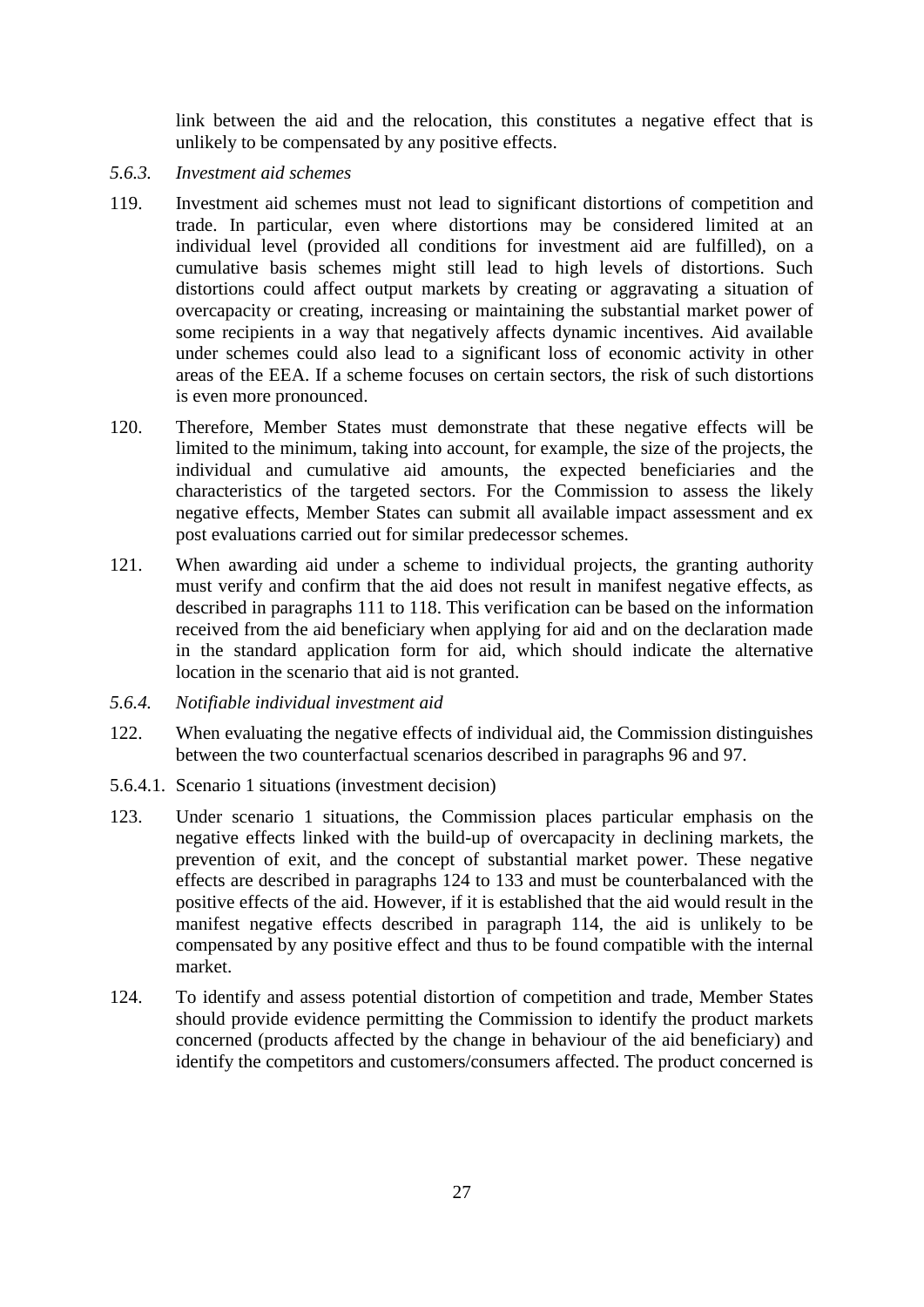link between the aid and the relocation, this constitutes a negative effect that is unlikely to be compensated by any positive effects.

### *5.6.3. Investment aid schemes*

119. Investment aid schemes must not lead to significant distortions of competition and trade. In particular, even where distortions may be considered limited at an individual level (provided all conditions for investment aid are fulfilled), on a cumulative basis schemes might still lead to high levels of distortions. Such distortions could affect output markets by creating or aggravating a situation of overcapacity or creating, increasing or maintaining the substantial market power of some recipients in a way that negatively affects dynamic incentives. Aid available under schemes could also lead to a significant loss of economic activity in other areas of the EEA. If a scheme focuses on certain sectors, the risk of such distortions is even more pronounced.

120. Therefore, Member States must demonstrate that these negative effects will be limited to the minimum, taking into account, for example, the size of the projects, the individual and cumulative aid amounts, the expected beneficiaries and the characteristics of the targeted sectors. For the Commission to assess the likely negative effects, Member States can submit all available impact assessment and ex post evaluations carried out for similar predecessor schemes.

121. When awarding aid under a scheme to individual projects, the granting authority must verify and confirm that the aid does not result in manifest negative effects, as described in paragraphs 111 to 118. This verification can be based on the information received from the aid beneficiary when applying for aid and on the declaration made in the standard application form for aid, which should indicate the alternative location in the scenario that aid is not granted.

### *5.6.4. Notifiable individual investment aid*

122. When evaluating the negative effects of individual aid, the Commission distinguishes between the two counterfactual scenarios described in paragraphs 96 and 97.

#### 5.6.4.1. Scenario 1 situations (investment decision)

123. Under scenario 1 situations, the Commission places particular emphasis on the negative effects linked with the build-up of overcapacity in declining markets, the prevention of exit, and the concept of substantial market power. These negative effects are described in paragraphs 124 to 133 and must be counterbalanced with the positive effects of the aid. However, if it is established that the aid would result in the manifest negative effects described in paragraph 114, the aid is unlikely to be compensated by any positive effect and thus to be found compatible with the internal market.

124. To identify and assess potential distortion of competition and trade, Member States should provide evidence permitting the Commission to identify the product markets concerned (products affected by the change in behaviour of the aid beneficiary) and identify the competitors and customers/consumers affected. The product concerned is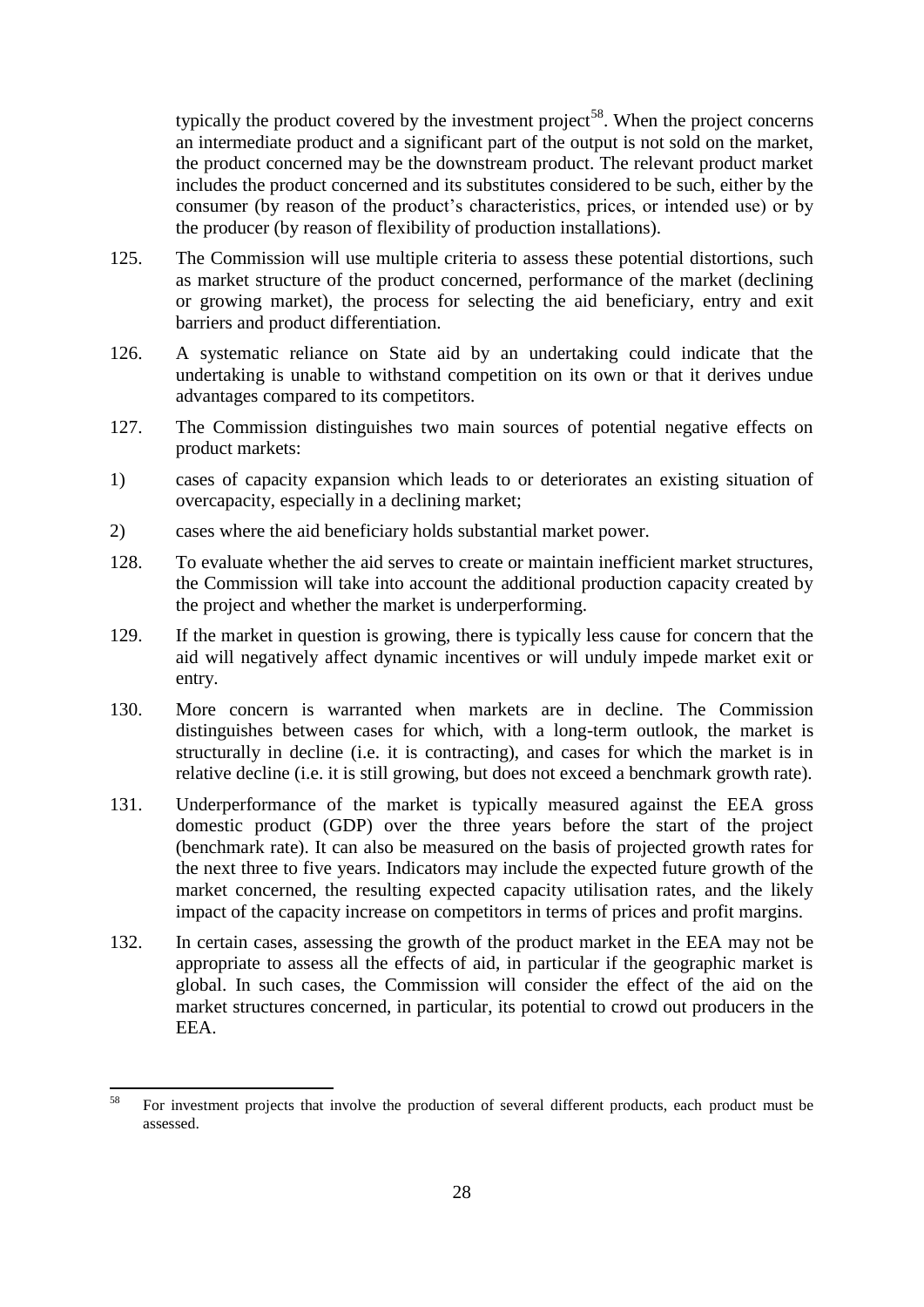typically the product covered by the investment project[58]. When the project concerns an intermediate product and a significant part of the output is not sold on the market, the product concerned may be the downstream product. The relevant product market includes the product concerned and its substitutes considered to be such, either by the consumer (by reason of the product's characteristics, prices, or intended use) or by the producer (by reason of flexibility of production installations).

125. The Commission will use multiple criteria to assess these potential distortions, such as market structure of the product concerned, performance of the market (declining or growing market), the process for selecting the aid beneficiary, entry and exit barriers and product differentiation.

126. A systematic reliance on State aid by an undertaking could indicate that the undertaking is unable to withstand competition on its own or that it derives undue advantages compared to its competitors.

127. The Commission distinguishes two main sources of potential negative effects on product markets:

1) cases of capacity expansion which leads to or deteriorates an existing situation of overcapacity, especially in a declining market;

2) cases where the aid beneficiary holds substantial market power.

128. To evaluate whether the aid serves to create or maintain inefficient market structures, the Commission will take into account the additional production capacity created by the project and whether the market is underperforming.

129. If the market in question is growing, there is typically less cause for concern that the aid will negatively affect dynamic incentives or will unduly impede market exit or entry.

130. More concern is warranted when markets are in decline. The Commission distinguishes between cases for which, with a long-term outlook, the market is structurally in decline (i.e. it is contracting), and cases for which the market is in relative decline (i.e. it is still growing, but does not exceed a benchmark growth rate).

131. Underperformance of the market is typically measured against the EEA gross domestic product (GDP) over the three years before the start of the project (benchmark rate). It can also be measured on the basis of projected growth rates for the next three to five years. Indicators may include the expected future growth of the market concerned, the resulting expected capacity utilisation rates, and the likely impact of the capacity increase on competitors in terms of prices and profit margins.

132. In certain cases, assessing the growth of the product market in the EEA may not be appropriate to assess all the effects of aid, in particular if the geographic market is global. In such cases, the Commission will consider the effect of the aid on the market structures concerned, in particular, its potential to crowd out producers in the EEA.

---

[58] For investment projects that involve the production of several different products, each product must be assessed.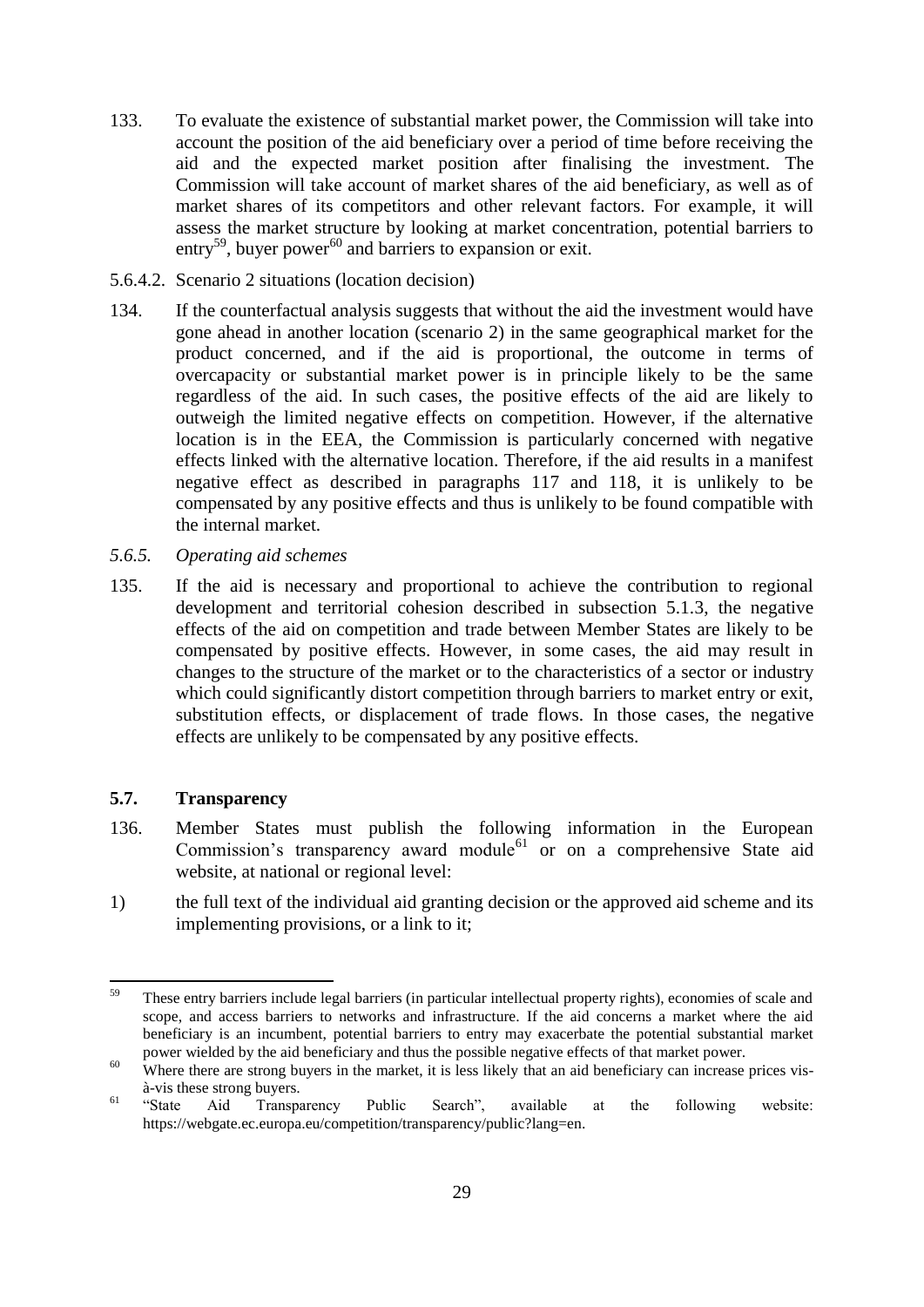133. To evaluate the existence of substantial market power, the Commission will take into account the position of the aid beneficiary over a period of time before receiving the aid and the expected market position after finalising the investment. The Commission will take account of market shares of the aid beneficiary, as well as of market shares of its competitors and other relevant factors. For example, it will assess the market structure by looking at market concentration, potential barriers to entry[59], buyer power[60] and barriers to expansion or exit.

5.6.4.2. Scenario 2 situations (location decision)

134. If the counterfactual analysis suggests that without the aid the investment would have gone ahead in another location (scenario 2) in the same geographical market for the product concerned, and if the aid is proportional, the outcome in terms of overcapacity or substantial market power is in principle likely to be the same regardless of the aid. In such cases, the positive effects of the aid are likely to outweigh the limited negative effects on competition. However, if the alternative location is in the EEA, the Commission is particularly concerned with negative effects linked with the alternative location. Therefore, if the aid results in a manifest negative effect as described in paragraphs 117 and 118, it is unlikely to be compensated by any positive effects and thus is unlikely to be found compatible with the internal market.

*5.6.5. Operating aid schemes*

135. If the aid is necessary and proportional to achieve the contribution to regional development and territorial cohesion described in subsection 5.1.3, the negative effects of the aid on competition and trade between Member States are likely to be compensated by positive effects. However, in some cases, the aid may result in changes to the structure of the market or to the characteristics of a sector or industry which could significantly distort competition through barriers to market entry or exit, substitution effects, or displacement of trade flows. In those cases, the negative effects are unlikely to be compensated by any positive effects.

## 5.7. Transparency

136. Member States must publish the following information in the European Commission's transparency award module[61] or on a comprehensive State aid website, at national or regional level:

1) the full text of the individual aid granting decision or the approved aid scheme and its implementing provisions, or a link to it;

---

[59] These entry barriers include legal barriers (in particular intellectual property rights), economies of scale and scope, and access barriers to networks and infrastructure. If the aid concerns a market where the aid beneficiary is an incumbent, potential barriers to entry may exacerbate the potential substantial market power wielded by the aid beneficiary and thus the possible negative effects of that market power.

[60] Where there are strong buyers in the market, it is less likely that an aid beneficiary can increase prices vis-à-vis these strong buyers.

[61] "State Aid Transparency Public Search", available at the following website: https://webgate.ec.europa.eu/competition/transparency/public?lang=en.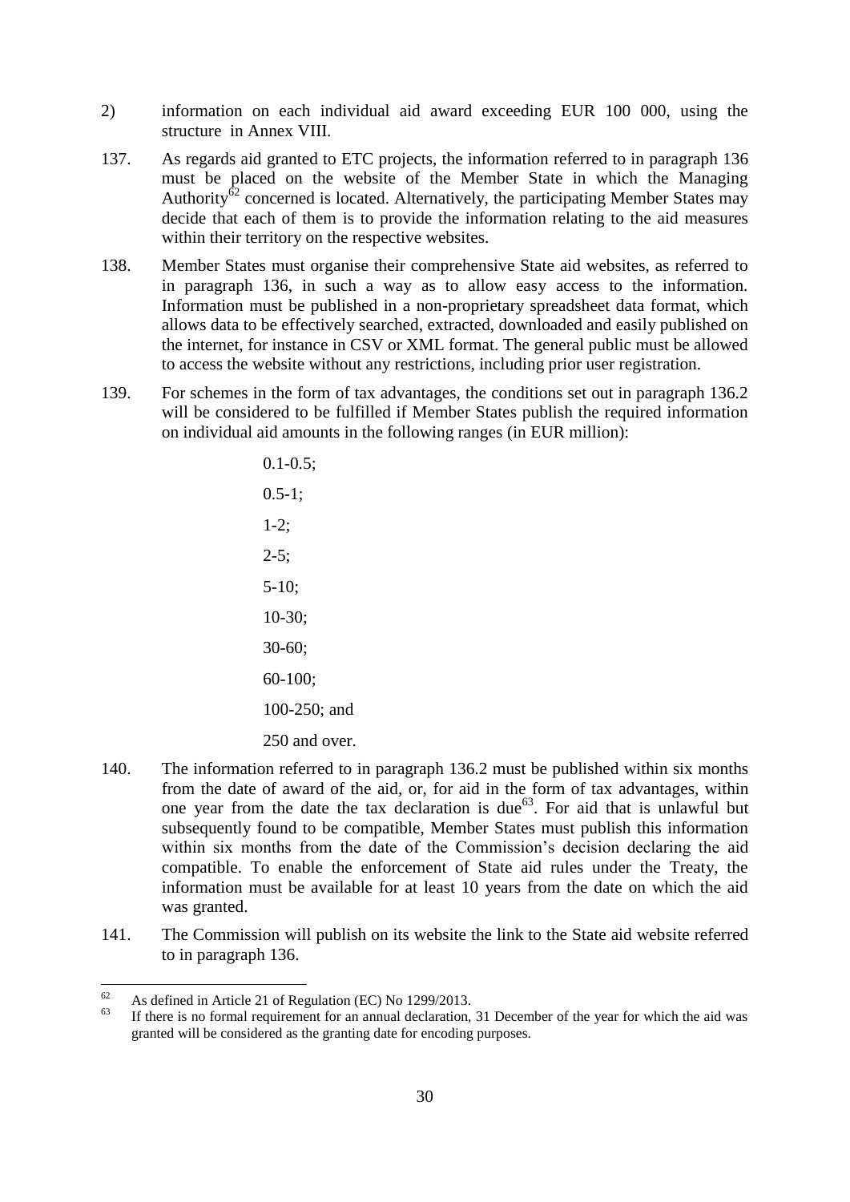2) information on each individual aid award exceeding EUR 100 000, using the structure in Annex VIII.

137. As regards aid granted to ETC projects, the information referred to in paragraph 136 must be placed on the website of the Member State in which the Managing Authority[62] concerned is located. Alternatively, the participating Member States may decide that each of them is to provide the information relating to the aid measures within their territory on the respective websites.

138. Member States must organise their comprehensive State aid websites, as referred to in paragraph 136, in such a way as to allow easy access to the information. Information must be published in a non-proprietary spreadsheet data format, which allows data to be effectively searched, extracted, downloaded and easily published on the internet, for instance in CSV or XML format. The general public must be allowed to access the website without any restrictions, including prior user registration.

139. For schemes in the form of tax advantages, the conditions set out in paragraph 136.2 will be considered to be fulfilled if Member States publish the required information on individual aid amounts in the following ranges (in EUR million):

0.1-0.5;

0.5-1;

1-2;

2-5;

5-10;

10-30;

30-60;

60-100;

100-250; and

250 and over.

140. The information referred to in paragraph 136.2 must be published within six months from the date of award of the aid, or, for aid in the form of tax advantages, within one year from the date the tax declaration is due[63]. For aid that is unlawful but subsequently found to be compatible, Member States must publish this information within six months from the date of the Commission's decision declaring the aid compatible. To enable the enforcement of State aid rules under the Treaty, the information must be available for at least 10 years from the date on which the aid was granted.

141. The Commission will publish on its website the link to the State aid website referred to in paragraph 136.

---

[62] As defined in Article 21 of Regulation (EC) No 1299/2013.

[63] If there is no formal requirement for an annual declaration, 31 December of the year for which the aid was granted will be considered as the granting date for encoding purposes.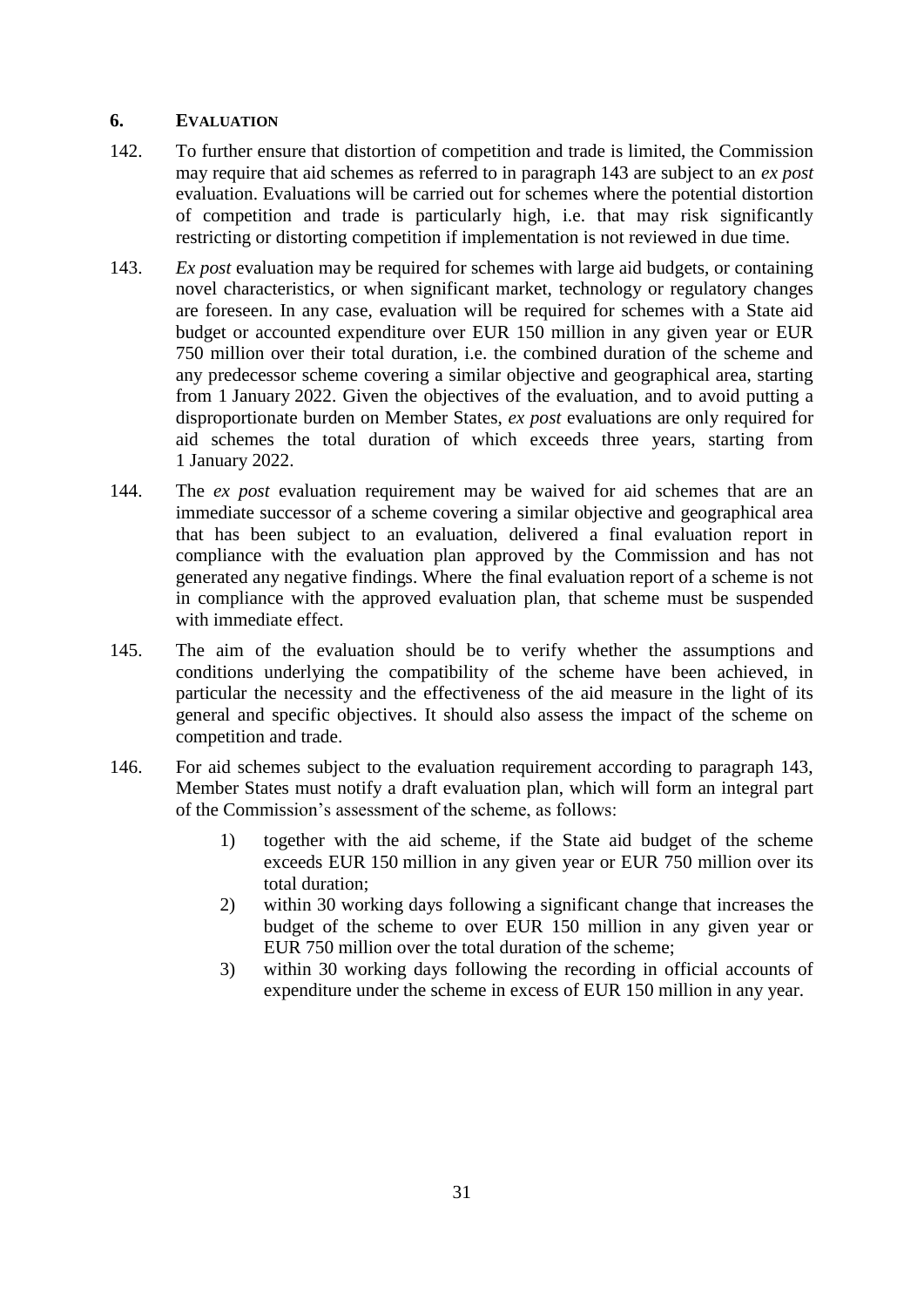## 6. EVALUATION

142. To further ensure that distortion of competition and trade is limited, the Commission may require that aid schemes as referred to in paragraph 143 are subject to an *ex post* evaluation. Evaluations will be carried out for schemes where the potential distortion of competition and trade is particularly high, i.e. that may risk significantly restricting or distorting competition if implementation is not reviewed in due time.

143. *Ex post* evaluation may be required for schemes with large aid budgets, or containing novel characteristics, or when significant market, technology or regulatory changes are foreseen. In any case, evaluation will be required for schemes with a State aid budget or accounted expenditure over EUR 150 million in any given year or EUR 750 million over their total duration, i.e. the combined duration of the scheme and any predecessor scheme covering a similar objective and geographical area, starting from 1 January 2022. Given the objectives of the evaluation, and to avoid putting a disproportionate burden on Member States, *ex post* evaluations are only required for aid schemes the total duration of which exceeds three years, starting from 1 January 2022.

144. The *ex post* evaluation requirement may be waived for aid schemes that are an immediate successor of a scheme covering a similar objective and geographical area that has been subject to an evaluation, delivered a final evaluation report in compliance with the evaluation plan approved by the Commission and has not generated any negative findings. Where the final evaluation report of a scheme is not in compliance with the approved evaluation plan, that scheme must be suspended with immediate effect.

145. The aim of the evaluation should be to verify whether the assumptions and conditions underlying the compatibility of the scheme have been achieved, in particular the necessity and the effectiveness of the aid measure in the light of its general and specific objectives. It should also assess the impact of the scheme on competition and trade.

146. For aid schemes subject to the evaluation requirement according to paragraph 143, Member States must notify a draft evaluation plan, which will form an integral part of the Commission's assessment of the scheme, as follows:

   1) together with the aid scheme, if the State aid budget of the scheme exceeds EUR 150 million in any given year or EUR 750 million over its total duration;
   2) within 30 working days following a significant change that increases the budget of the scheme to over EUR 150 million in any given year or EUR 750 million over the total duration of the scheme;
   3) within 30 working days following the recording in official accounts of expenditure under the scheme in excess of EUR 150 million in any year.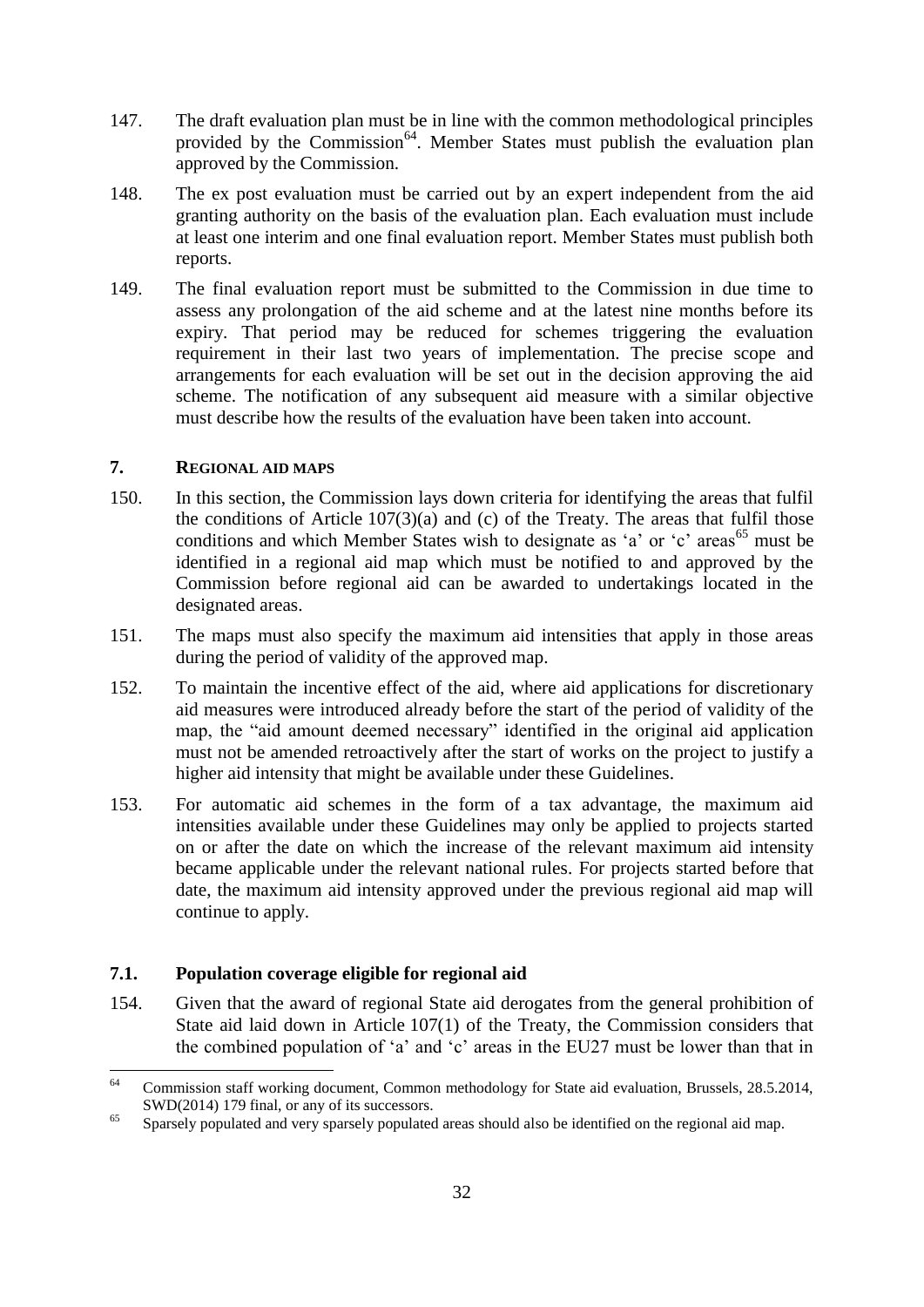147. The draft evaluation plan must be in line with the common methodological principles provided by the Commission[64]. Member States must publish the evaluation plan approved by the Commission.

148. The ex post evaluation must be carried out by an expert independent from the aid granting authority on the basis of the evaluation plan. Each evaluation must include at least one interim and one final evaluation report. Member States must publish both reports.

149. The final evaluation report must be submitted to the Commission in due time to assess any prolongation of the aid scheme and at the latest nine months before its expiry. That period may be reduced for schemes triggering the evaluation requirement in their last two years of implementation. The precise scope and arrangements for each evaluation will be set out in the decision approving the aid scheme. The notification of any subsequent aid measure with a similar objective must describe how the results of the evaluation have been taken into account.

## 7. REGIONAL AID MAPS

150. In this section, the Commission lays down criteria for identifying the areas that fulfil the conditions of Article 107(3)(a) and (c) of the Treaty. The areas that fulfil those conditions and which Member States wish to designate as 'a' or 'c' areas[65] must be identified in a regional aid map which must be notified to and approved by the Commission before regional aid can be awarded to undertakings located in the designated areas.

151. The maps must also specify the maximum aid intensities that apply in those areas during the period of validity of the approved map.

152. To maintain the incentive effect of the aid, where aid applications for discretionary aid measures were introduced already before the start of the period of validity of the map, the "aid amount deemed necessary" identified in the original aid application must not be amended retroactively after the start of works on the project to justify a higher aid intensity that might be available under these Guidelines.

153. For automatic aid schemes in the form of a tax advantage, the maximum aid intensities available under these Guidelines may only be applied to projects started on or after the date on which the increase of the relevant maximum aid intensity became applicable under the relevant national rules. For projects started before that date, the maximum aid intensity approved under the previous regional aid map will continue to apply.

### 7.1. Population coverage eligible for regional aid

154. Given that the award of regional State aid derogates from the general prohibition of State aid laid down in Article 107(1) of the Treaty, the Commission considers that the combined population of 'a' and 'c' areas in the EU27 must be lower than that in

[64] Commission staff working document, Common methodology for State aid evaluation, Brussels, 28.5.2014, SWD(2014) 179 final, or any of its successors.

[65] Sparsely populated and very sparsely populated areas should also be identified on the regional aid map.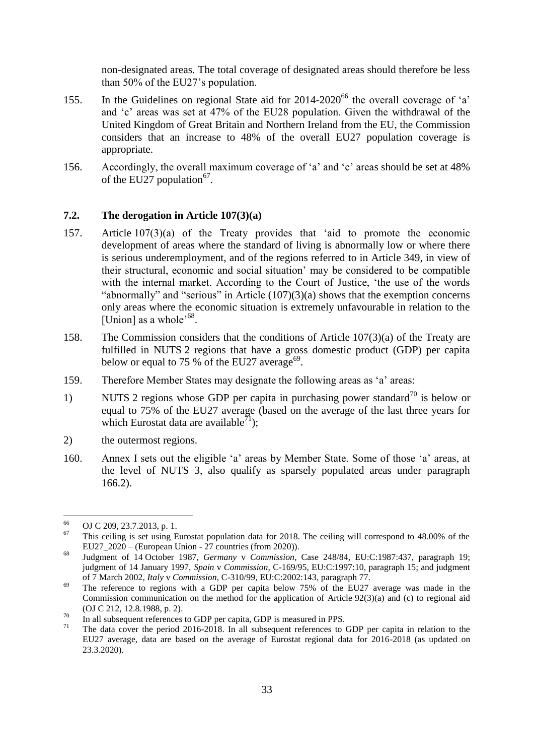non-designated areas. The total coverage of designated areas should therefore be less than 50% of the EU27's population.

155. In the Guidelines on regional State aid for 2014-2020[66] the overall coverage of 'a' and 'c' areas was set at 47% of the EU28 population. Given the withdrawal of the United Kingdom of Great Britain and Northern Ireland from the EU, the Commission considers that an increase to 48% of the overall EU27 population coverage is appropriate.

156. Accordingly, the overall maximum coverage of 'a' and 'c' areas should be set at 48% of the EU27 population[67].

### 7.2. The derogation in Article 107(3)(a)

157. Article 107(3)(a) of the Treaty provides that 'aid to promote the economic development of areas where the standard of living is abnormally low or where there is serious underemployment, and of the regions referred to in Article 349, in view of their structural, economic and social situation' may be considered to be compatible with the internal market. According to the Court of Justice, 'the use of the words "abnormally" and "serious" in Article (107)(3)(a) shows that the exemption concerns only areas where the economic situation is extremely unfavourable in relation to the [Union] as a whole'[68].

158. The Commission considers that the conditions of Article 107(3)(a) of the Treaty are fulfilled in NUTS 2 regions that have a gross domestic product (GDP) per capita below or equal to 75 % of the EU27 average[69].

159. Therefore Member States may designate the following areas as 'a' areas:

1) NUTS 2 regions whose GDP per capita in purchasing power standard[70] is below or equal to 75% of the EU27 average (based on the average of the last three years for which Eurostat data are available[71]);

2) the outermost regions.

160. Annex I sets out the eligible 'a' areas by Member State. Some of those 'a' areas, at the level of NUTS 3, also qualify as sparsely populated areas under paragraph 166.2).

---

[66] OJ C 209, 23.7.2013, p. 1.

[67] This ceiling is set using Eurostat population data for 2018. The ceiling will correspond to 48.00% of the EU27_2020 – (European Union - 27 countries (from 2020)).

[68] Judgment of 14 October 1987, *Germany* v *Commission*, Case 248/84, EU:C:1987:437, paragraph 19; judgment of 14 January 1997, *Spain* v *Commission*, C-169/95, EU:C:1997:10, paragraph 15; and judgment of 7 March 2002, *Italy* v *Commission*, C-310/99, EU:C:2002:143, paragraph 77.

[69] The reference to regions with a GDP per capita below 75% of the EU27 average was made in the Commission communication on the method for the application of Article 92(3)(a) and (c) to regional aid (OJ C 212, 12.8.1988, p. 2).

[70] In all subsequent references to GDP per capita, GDP is measured in PPS.

[71] The data cover the period 2016-2018. In all subsequent references to GDP per capita in relation to the EU27 average, data are based on the average of Eurostat regional data for 2016-2018 (as updated on 23.3.2020).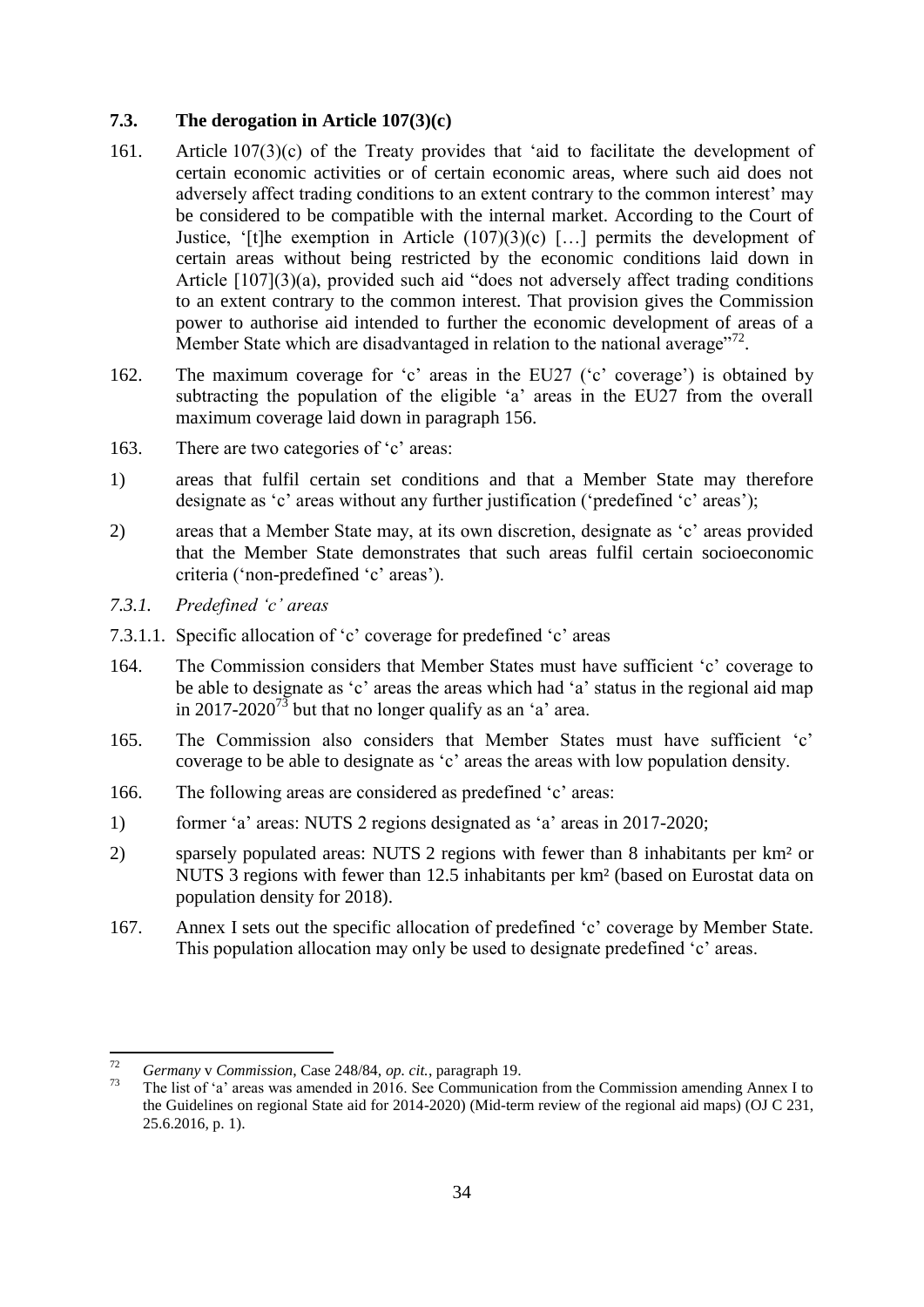### 7.3. The derogation in Article 107(3)(c)

161. Article 107(3)(c) of the Treaty provides that 'aid to facilitate the development of certain economic activities or of certain economic areas, where such aid does not adversely affect trading conditions to an extent contrary to the common interest' may be considered to be compatible with the internal market. According to the Court of Justice, '[t]he exemption in Article (107)(3)(c) […] permits the development of certain areas without being restricted by the economic conditions laid down in Article [107](3)(a), provided such aid "does not adversely affect trading conditions to an extent contrary to the common interest. That provision gives the Commission power to authorise aid intended to further the economic development of areas of a Member State which are disadvantaged in relation to the national average"'[72].

162. The maximum coverage for 'c' areas in the EU27 ('c' coverage') is obtained by subtracting the population of the eligible 'a' areas in the EU27 from the overall maximum coverage laid down in paragraph 156.

163. There are two categories of 'c' areas:

1) areas that fulfil certain set conditions and that a Member State may therefore designate as 'c' areas without any further justification ('predefined 'c' areas');

2) areas that a Member State may, at its own discretion, designate as 'c' areas provided that the Member State demonstrates that such areas fulfil certain socioeconomic criteria ('non-predefined 'c' areas').

*7.3.1. Predefined 'c' areas*

7.3.1.1. Specific allocation of 'c' coverage for predefined 'c' areas

164. The Commission considers that Member States must have sufficient 'c' coverage to be able to designate as 'c' areas the areas which had 'a' status in the regional aid map in 2017-2020[73] but that no longer qualify as an 'a' area.

165. The Commission also considers that Member States must have sufficient 'c' coverage to be able to designate as 'c' areas the areas with low population density.

166. The following areas are considered as predefined 'c' areas:

1) former 'a' areas: NUTS 2 regions designated as 'a' areas in 2017-2020;

2) sparsely populated areas: NUTS 2 regions with fewer than 8 inhabitants per km² or NUTS 3 regions with fewer than 12.5 inhabitants per km² (based on Eurostat data on population density for 2018).

167. Annex I sets out the specific allocation of predefined 'c' coverage by Member State. This population allocation may only be used to designate predefined 'c' areas.

---

[72] *Germany* v *Commission*, Case 248/84, *op. cit.*, paragraph 19.

[73] The list of 'a' areas was amended in 2016. See Communication from the Commission amending Annex I to the Guidelines on regional State aid for 2014-2020) (Mid-term review of the regional aid maps) (OJ C 231, 25.6.2016, p. 1).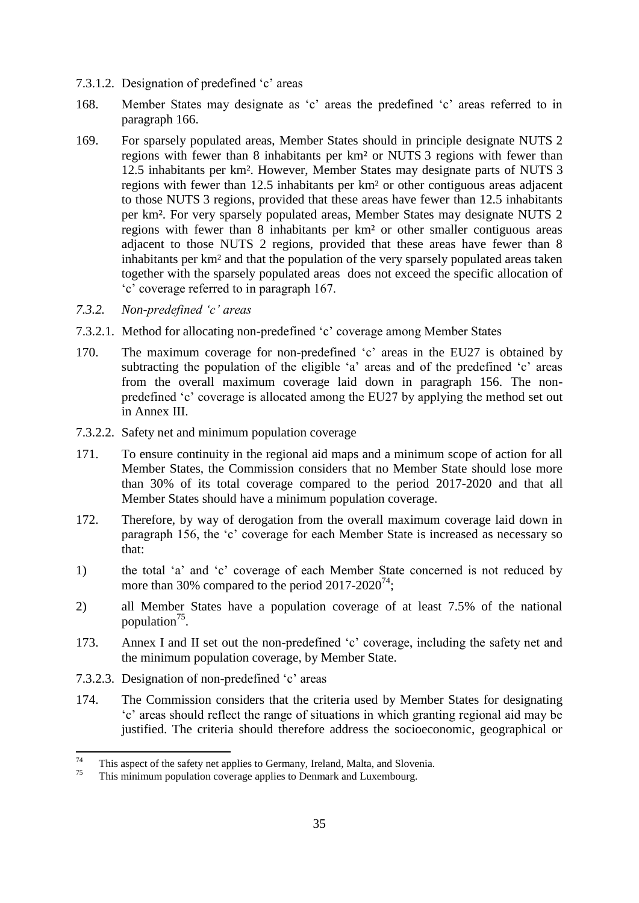7.3.1.2. Designation of predefined ‘c’ areas

168. Member States may designate as ‘c’ areas the predefined ‘c’ areas referred to in paragraph 166.

169. For sparsely populated areas, Member States should in principle designate NUTS 2 regions with fewer than 8 inhabitants per km² or NUTS 3 regions with fewer than 12.5 inhabitants per km². However, Member States may designate parts of NUTS 3 regions with fewer than 12.5 inhabitants per km² or other contiguous areas adjacent to those NUTS 3 regions, provided that these areas have fewer than 12.5 inhabitants per km². For very sparsely populated areas, Member States may designate NUTS 2 regions with fewer than 8 inhabitants per km² or other smaller contiguous areas adjacent to those NUTS 2 regions, provided that these areas have fewer than 8 inhabitants per km² and that the population of the very sparsely populated areas taken together with the sparsely populated areas does not exceed the specific allocation of ‘c’ coverage referred to in paragraph 167.

*7.3.2. Non-predefined ‘c’ areas*

7.3.2.1. Method for allocating non-predefined ‘c’ coverage among Member States

170. The maximum coverage for non-predefined ‘c’ areas in the EU27 is obtained by subtracting the population of the eligible ‘a’ areas and of the predefined ‘c’ areas from the overall maximum coverage laid down in paragraph 156. The non-predefined ‘c’ coverage is allocated among the EU27 by applying the method set out in Annex III.

7.3.2.2. Safety net and minimum population coverage

171. To ensure continuity in the regional aid maps and a minimum scope of action for all Member States, the Commission considers that no Member State should lose more than 30% of its total coverage compared to the period 2017-2020 and that all Member States should have a minimum population coverage.

172. Therefore, by way of derogation from the overall maximum coverage laid down in paragraph 156, the ‘c’ coverage for each Member State is increased as necessary so that:

1) the total ‘a’ and ‘c’ coverage of each Member State concerned is not reduced by more than 30% compared to the period 2017-2020[74];

2) all Member States have a population coverage of at least 7.5% of the national population[75].

173. Annex I and II set out the non-predefined ‘c’ coverage, including the safety net and the minimum population coverage, by Member State.

7.3.2.3. Designation of non-predefined ‘c’ areas

174. The Commission considers that the criteria used by Member States for designating ‘c’ areas should reflect the range of situations in which granting regional aid may be justified. The criteria should therefore address the socioeconomic, geographical or

---

[74] This aspect of the safety net applies to Germany, Ireland, Malta, and Slovenia.

[75] This minimum population coverage applies to Denmark and Luxembourg.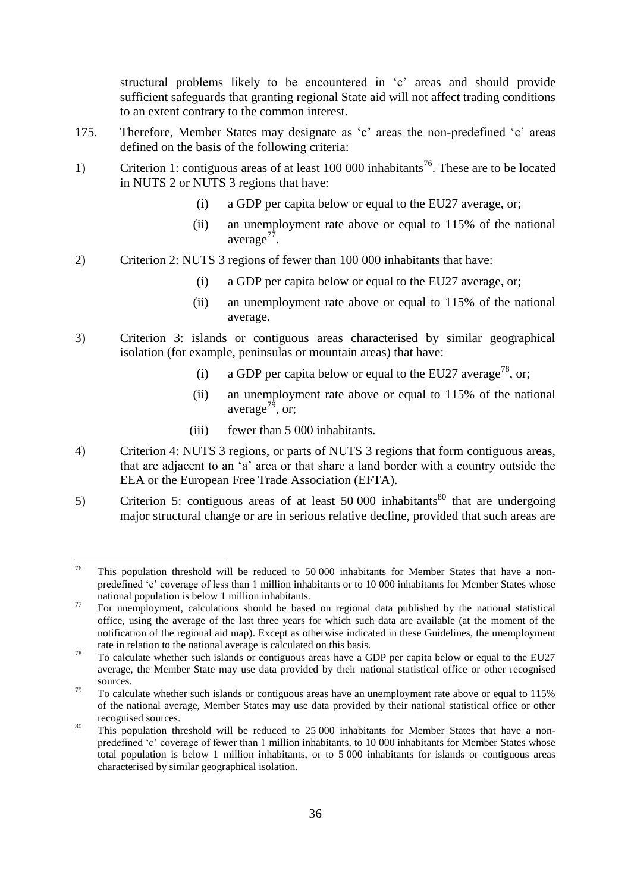structural problems likely to be encountered in 'c' areas and should provide sufficient safeguards that granting regional State aid will not affect trading conditions to an extent contrary to the common interest.

175. Therefore, Member States may designate as 'c' areas the non-predefined 'c' areas defined on the basis of the following criteria:

1) Criterion 1: contiguous areas of at least 100 000 inhabitants[76]. These are to be located in NUTS 2 or NUTS 3 regions that have:

   (i) a GDP per capita below or equal to the EU27 average, or;

   (ii) an unemployment rate above or equal to 115% of the national average[77].

2) Criterion 2: NUTS 3 regions of fewer than 100 000 inhabitants that have:

   (i) a GDP per capita below or equal to the EU27 average, or;

   (ii) an unemployment rate above or equal to 115% of the national average.

3) Criterion 3: islands or contiguous areas characterised by similar geographical isolation (for example, peninsulas or mountain areas) that have:

   (i) a GDP per capita below or equal to the EU27 average[78], or;

   (ii) an unemployment rate above or equal to 115% of the national average[79], or;

   (iii) fewer than 5 000 inhabitants.

4) Criterion 4: NUTS 3 regions, or parts of NUTS 3 regions that form contiguous areas, that are adjacent to an 'a' area or that share a land border with a country outside the EEA or the European Free Trade Association (EFTA).

5) Criterion 5: contiguous areas of at least 50 000 inhabitants[80] that are undergoing major structural change or are in serious relative decline, provided that such areas are

---

[76] This population threshold will be reduced to 50 000 inhabitants for Member States that have a non-predefined 'c' coverage of less than 1 million inhabitants or to 10 000 inhabitants for Member States whose national population is below 1 million inhabitants.

[77] For unemployment, calculations should be based on regional data published by the national statistical office, using the average of the last three years for which such data are available (at the moment of the notification of the regional aid map). Except as otherwise indicated in these Guidelines, the unemployment rate in relation to the national average is calculated on this basis.

[78] To calculate whether such islands or contiguous areas have a GDP per capita below or equal to the EU27 average, the Member State may use data provided by their national statistical office or other recognised sources.

[79] To calculate whether such islands or contiguous areas have an unemployment rate above or equal to 115% of the national average, Member States may use data provided by their national statistical office or other recognised sources.

[80] This population threshold will be reduced to 25 000 inhabitants for Member States that have a non-predefined 'c' coverage of fewer than 1 million inhabitants, to 10 000 inhabitants for Member States whose total population is below 1 million inhabitants, or to 5 000 inhabitants for islands or contiguous areas characterised by similar geographical isolation.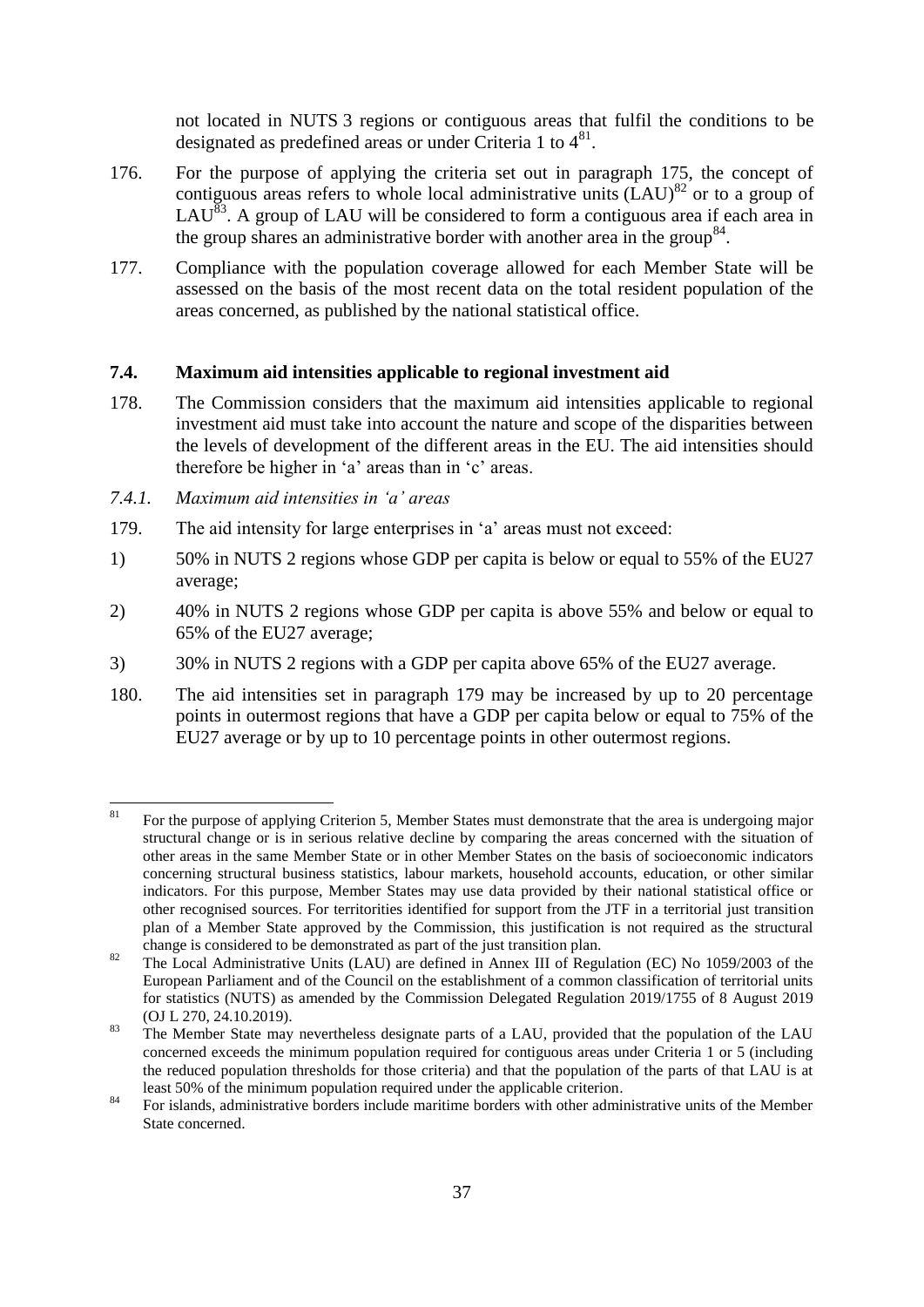not located in NUTS 3 regions or contiguous areas that fulfil the conditions to be designated as predefined areas or under Criteria 1 to 4[81].

176. For the purpose of applying the criteria set out in paragraph 175, the concept of contiguous areas refers to whole local administrative units (LAU)[82] or to a group of LAU[83]. A group of LAU will be considered to form a contiguous area if each area in the group shares an administrative border with another area in the group[84].

177. Compliance with the population coverage allowed for each Member State will be assessed on the basis of the most recent data on the total resident population of the areas concerned, as published by the national statistical office.

### 7.4. Maximum aid intensities applicable to regional investment aid

178. The Commission considers that the maximum aid intensities applicable to regional investment aid must take into account the nature and scope of the disparities between the levels of development of the different areas in the EU. The aid intensities should therefore be higher in 'a' areas than in 'c' areas.

#### *7.4.1. Maximum aid intensities in 'a' areas*

179. The aid intensity for large enterprises in 'a' areas must not exceed:

1) 50% in NUTS 2 regions whose GDP per capita is below or equal to 55% of the EU27 average;

2) 40% in NUTS 2 regions whose GDP per capita is above 55% and below or equal to 65% of the EU27 average;

3) 30% in NUTS 2 regions with a GDP per capita above 65% of the EU27 average.

180. The aid intensities set in paragraph 179 may be increased by up to 20 percentage points in outermost regions that have a GDP per capita below or equal to 75% of the EU27 average or by up to 10 percentage points in other outermost regions.

---

[81] For the purpose of applying Criterion 5, Member States must demonstrate that the area is undergoing major structural change or is in serious relative decline by comparing the areas concerned with the situation of other areas in the same Member State or in other Member States on the basis of socioeconomic indicators concerning structural business statistics, labour markets, household accounts, education, or other similar indicators. For this purpose, Member States may use data provided by their national statistical office or other recognised sources. For territories identified for support from the JTF in a territorial just transition plan of a Member State approved by the Commission, this justification is not required as the structural change is considered to be demonstrated as part of the just transition plan.

[82] The Local Administrative Units (LAU) are defined in Annex III of Regulation (EC) No 1059/2003 of the European Parliament and of the Council on the establishment of a common classification of territorial units for statistics (NUTS) as amended by the Commission Delegated Regulation 2019/1755 of 8 August 2019 (OJ L 270, 24.10.2019).

[83] The Member State may nevertheless designate parts of a LAU, provided that the population of the LAU concerned exceeds the minimum population required for contiguous areas under Criteria 1 or 5 (including the reduced population thresholds for those criteria) and that the population of the parts of that LAU is at least 50% of the minimum population required under the applicable criterion.

[84] For islands, administrative borders include maritime borders with other administrative units of the Member State concerned.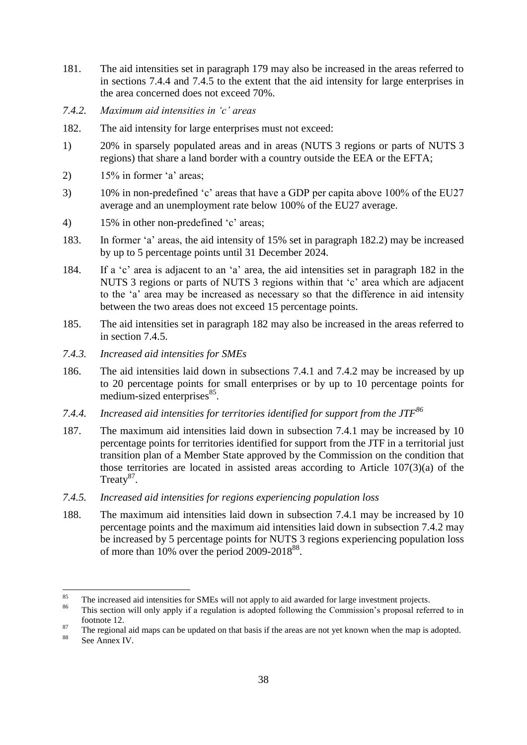181. The aid intensities set in paragraph 179 may also be increased in the areas referred to in sections 7.4.4 and 7.4.5 to the extent that the aid intensity for large enterprises in the area concerned does not exceed 70%.

*7.4.2. Maximum aid intensities in 'c' areas*

182. The aid intensity for large enterprises must not exceed:

1) 20% in sparsely populated areas and in areas (NUTS 3 regions or parts of NUTS 3 regions) that share a land border with a country outside the EEA or the EFTA;

2) 15% in former 'a' areas;

3) 10% in non-predefined 'c' areas that have a GDP per capita above 100% of the EU27 average and an unemployment rate below 100% of the EU27 average.

4) 15% in other non-predefined 'c' areas;

183. In former 'a' areas, the aid intensity of 15% set in paragraph 182.2) may be increased by up to 5 percentage points until 31 December 2024.

184. If a 'c' area is adjacent to an 'a' area, the aid intensities set in paragraph 182 in the NUTS 3 regions or parts of NUTS 3 regions within that 'c' area which are adjacent to the 'a' area may be increased as necessary so that the difference in aid intensity between the two areas does not exceed 15 percentage points.

185. The aid intensities set in paragraph 182 may also be increased in the areas referred to in section 7.4.5.

*7.4.3. Increased aid intensities for SMEs*

186. The aid intensities laid down in subsections 7.4.1 and 7.4.2 may be increased by up to 20 percentage points for small enterprises or by up to 10 percentage points for medium-sized enterprises[85].

*7.4.4. Increased aid intensities for territories identified for support from the JTF[86]*

187. The maximum aid intensities laid down in subsection 7.4.1 may be increased by 10 percentage points for territories identified for support from the JTF in a territorial just transition plan of a Member State approved by the Commission on the condition that those territories are located in assisted areas according to Article 107(3)(a) of the Treaty[87].

*7.4.5. Increased aid intensities for regions experiencing population loss*

188. The maximum aid intensities laid down in subsection 7.4.1 may be increased by 10 percentage points and the maximum aid intensities laid down in subsection 7.4.2 may be increased by 5 percentage points for NUTS 3 regions experiencing population loss of more than 10% over the period 2009-2018[88].

---

[85] The increased aid intensities for SMEs will not apply to aid awarded for large investment projects.

[86] This section will only apply if a regulation is adopted following the Commission's proposal referred to in footnote 12.

[87] The regional aid maps can be updated on that basis if the areas are not yet known when the map is adopted.

[88] See Annex IV.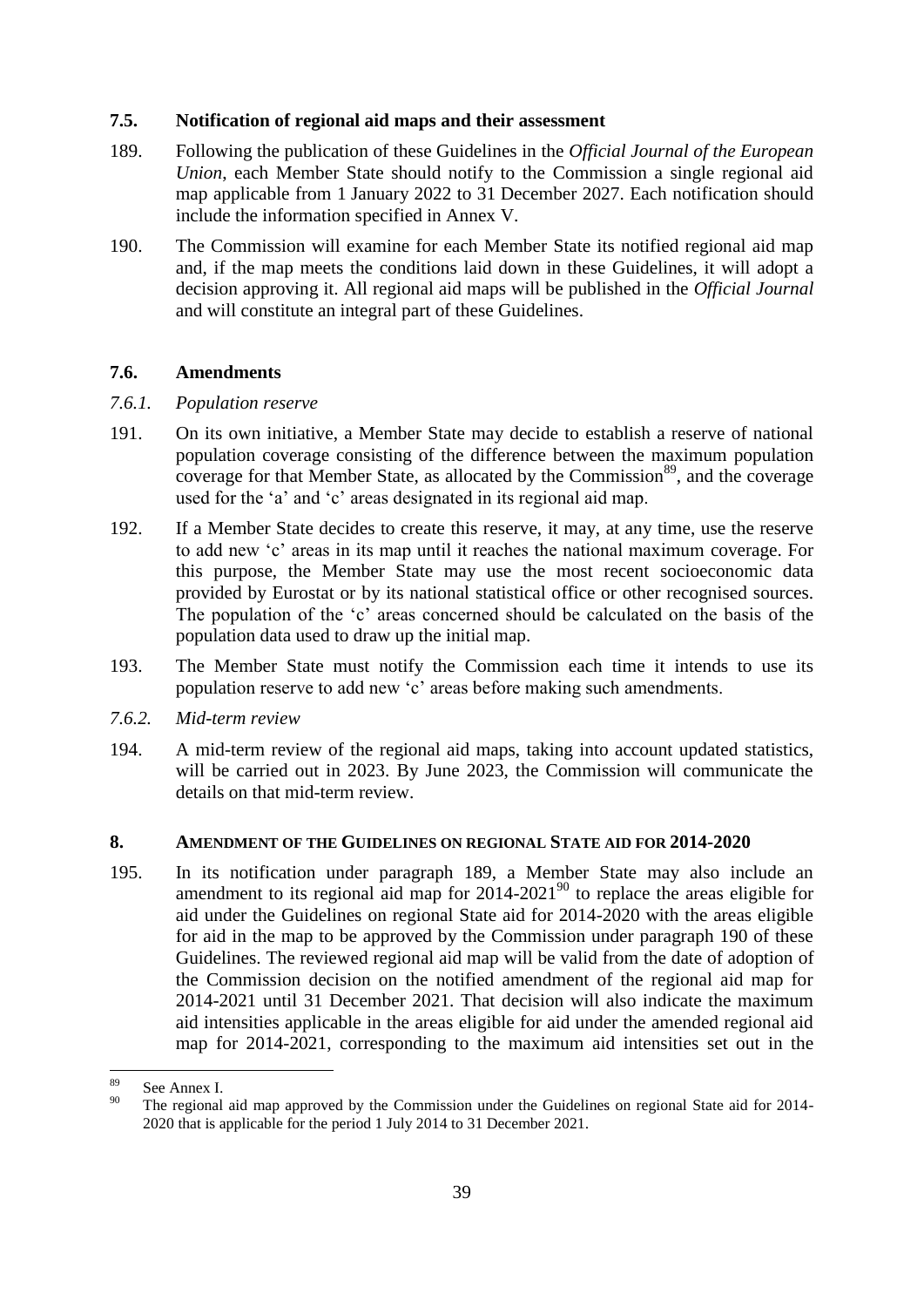### 7.5. Notification of regional aid maps and their assessment

189. Following the publication of these Guidelines in the *Official Journal of the European Union*, each Member State should notify to the Commission a single regional aid map applicable from 1 January 2022 to 31 December 2027. Each notification should include the information specified in Annex V.

190. The Commission will examine for each Member State its notified regional aid map and, if the map meets the conditions laid down in these Guidelines, it will adopt a decision approving it. All regional aid maps will be published in the *Official Journal* and will constitute an integral part of these Guidelines.

### 7.6. Amendments

#### *7.6.1. Population reserve*

191. On its own initiative, a Member State may decide to establish a reserve of national population coverage consisting of the difference between the maximum population coverage for that Member State, as allocated by the Commission[89], and the coverage used for the 'a' and 'c' areas designated in its regional aid map.

192. If a Member State decides to create this reserve, it may, at any time, use the reserve to add new 'c' areas in its map until it reaches the national maximum coverage. For this purpose, the Member State may use the most recent socioeconomic data provided by Eurostat or by its national statistical office or other recognised sources. The population of the 'c' areas concerned should be calculated on the basis of the population data used to draw up the initial map.

193. The Member State must notify the Commission each time it intends to use its population reserve to add new 'c' areas before making such amendments.

#### *7.6.2. Mid-term review*

194. A mid-term review of the regional aid maps, taking into account updated statistics, will be carried out in 2023. By June 2023, the Commission will communicate the details on that mid-term review.

## 8. AMENDMENT OF THE GUIDELINES ON REGIONAL STATE AID FOR 2014-2020

195. In its notification under paragraph 189, a Member State may also include an amendment to its regional aid map for 2014-2021[90] to replace the areas eligible for aid under the Guidelines on regional State aid for 2014-2020 with the areas eligible for aid in the map to be approved by the Commission under paragraph 190 of these Guidelines. The reviewed regional aid map will be valid from the date of adoption of the Commission decision on the notified amendment of the regional aid map for 2014-2021 until 31 December 2021. That decision will also indicate the maximum aid intensities applicable in the areas eligible for aid under the amended regional aid map for 2014-2021, corresponding to the maximum aid intensities set out in the

---

[89] See Annex I.

[90] The regional aid map approved by the Commission under the Guidelines on regional State aid for 2014-2020 that is applicable for the period 1 July 2014 to 31 December 2021.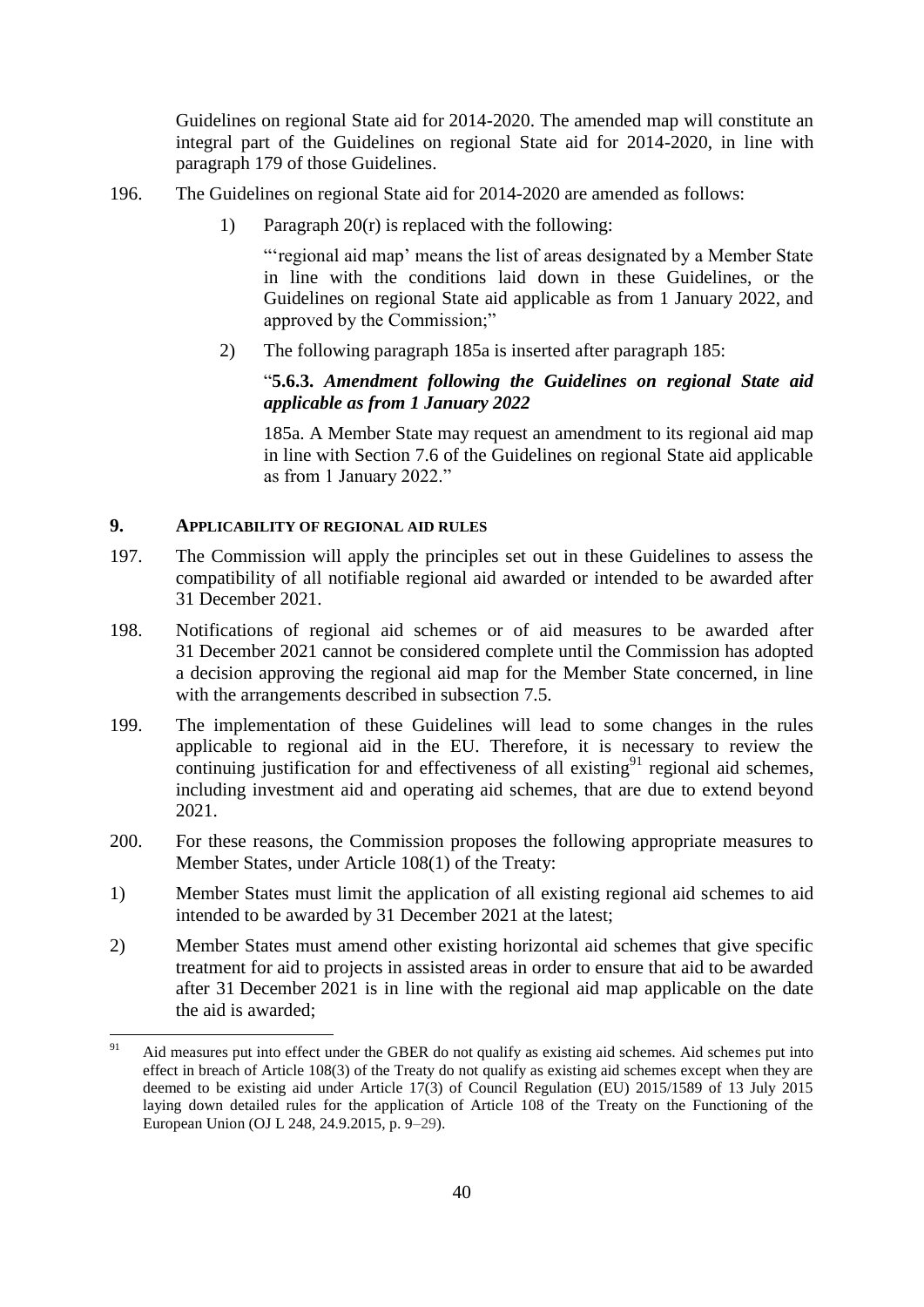Guidelines on regional State aid for 2014-2020. The amended map will constitute an integral part of the Guidelines on regional State aid for 2014-2020, in line with paragraph 179 of those Guidelines.

196. The Guidelines on regional State aid for 2014-2020 are amended as follows:

   1) Paragraph 20(r) is replaced with the following:

      "'regional aid map' means the list of areas designated by a Member State in line with the conditions laid down in these Guidelines, or the Guidelines on regional State aid applicable as from 1 January 2022, and approved by the Commission;"

   2) The following paragraph 185a is inserted after paragraph 185:

      "**5.6.3.** ***Amendment following the Guidelines on regional State aid applicable as from 1 January 2022***

      185a. A Member State may request an amendment to its regional aid map in line with Section 7.6 of the Guidelines on regional State aid applicable as from 1 January 2022."

## 9. APPLICABILITY OF REGIONAL AID RULES

197. The Commission will apply the principles set out in these Guidelines to assess the compatibility of all notifiable regional aid awarded or intended to be awarded after 31 December 2021.

198. Notifications of regional aid schemes or of aid measures to be awarded after 31 December 2021 cannot be considered complete until the Commission has adopted a decision approving the regional aid map for the Member State concerned, in line with the arrangements described in subsection 7.5.

199. The implementation of these Guidelines will lead to some changes in the rules applicable to regional aid in the EU. Therefore, it is necessary to review the continuing justification for and effectiveness of all existing[91] regional aid schemes, including investment aid and operating aid schemes, that are due to extend beyond 2021.

200. For these reasons, the Commission proposes the following appropriate measures to Member States, under Article 108(1) of the Treaty:

1) Member States must limit the application of all existing regional aid schemes to aid intended to be awarded by 31 December 2021 at the latest;

2) Member States must amend other existing horizontal aid schemes that give specific treatment for aid to projects in assisted areas in order to ensure that aid to be awarded after 31 December 2021 is in line with the regional aid map applicable on the date the aid is awarded;

---

[91] Aid measures put into effect under the GBER do not qualify as existing aid schemes. Aid schemes put into effect in breach of Article 108(3) of the Treaty do not qualify as existing aid schemes except when they are deemed to be existing aid under Article 17(3) of Council Regulation (EU) 2015/1589 of 13 July 2015 laying down detailed rules for the application of Article 108 of the Treaty on the Functioning of the European Union (OJ L 248, 24.9.2015, p. 9–29).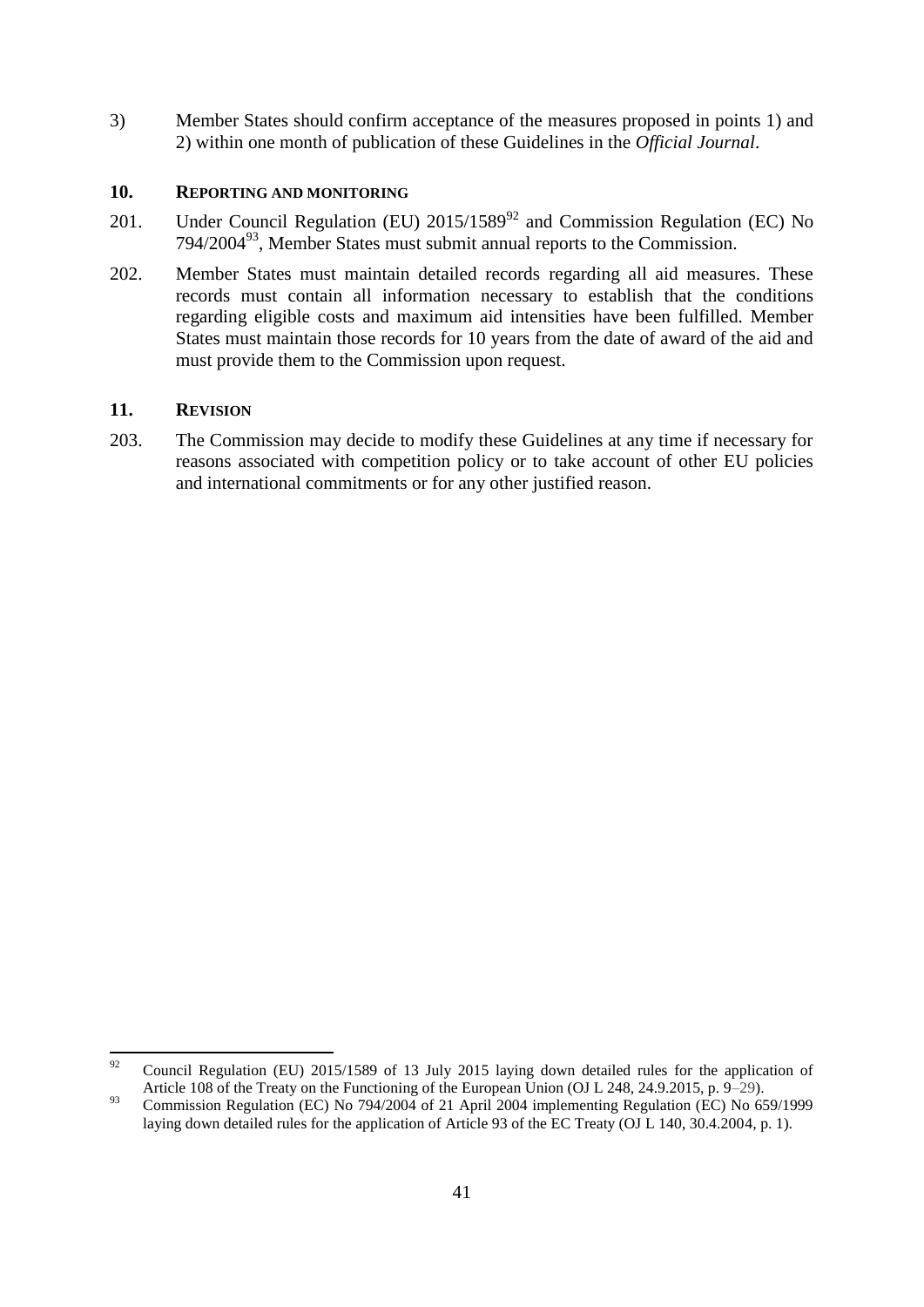3) Member States should confirm acceptance of the measures proposed in points 1) and 2) within one month of publication of these Guidelines in the *Official Journal*.

## 10. REPORTING AND MONITORING

201. Under Council Regulation (EU) 2015/1589[92] and Commission Regulation (EC) No 794/2004[93], Member States must submit annual reports to the Commission.

202. Member States must maintain detailed records regarding all aid measures. These records must contain all information necessary to establish that the conditions regarding eligible costs and maximum aid intensities have been fulfilled. Member States must maintain those records for 10 years from the date of award of the aid and must provide them to the Commission upon request.

## 11. REVISION

203. The Commission may decide to modify these Guidelines at any time if necessary for reasons associated with competition policy or to take account of other EU policies and international commitments or for any other justified reason.

---

[92] Council Regulation (EU) 2015/1589 of 13 July 2015 laying down detailed rules for the application of Article 108 of the Treaty on the Functioning of the European Union (OJ L 248, 24.9.2015, p. 9–29).

[93] Commission Regulation (EC) No 794/2004 of 21 April 2004 implementing Regulation (EC) No 659/1999 laying down detailed rules for the application of Article 93 of the EC Treaty (OJ L 140, 30.4.2004, p. 1).